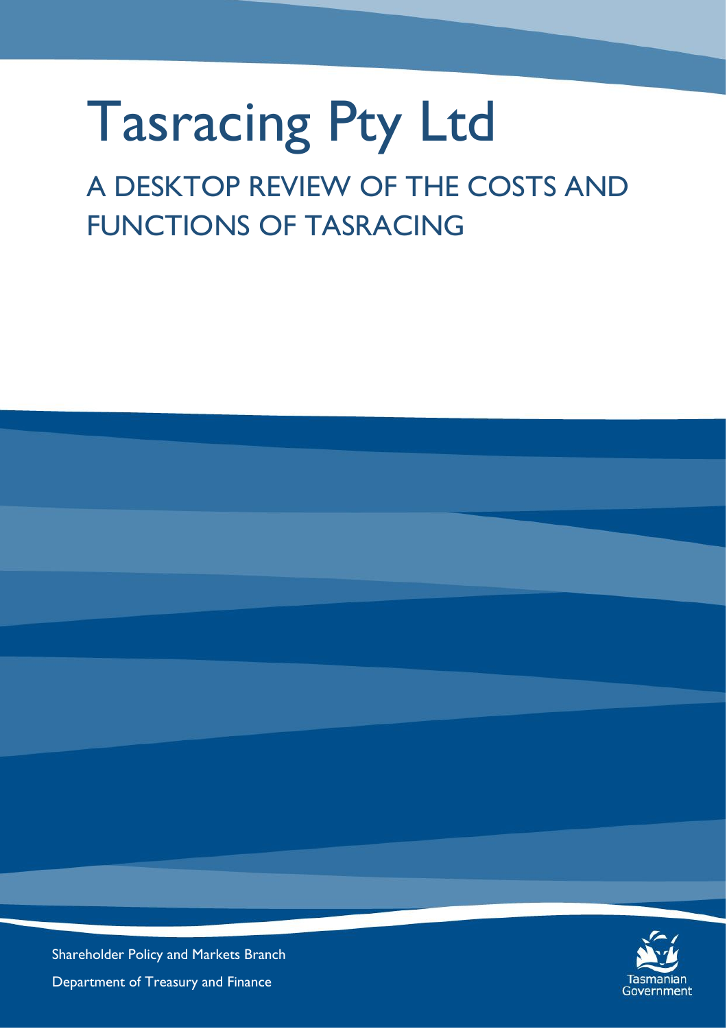# Tasracing Pty Ltd

## A DESKTOP REVIEW OF THE COSTS AND FUNCTIONS OF TASRACING

Shareholder Policy and Markets Branch

Department of Treasury and Finance

Tasmanian Government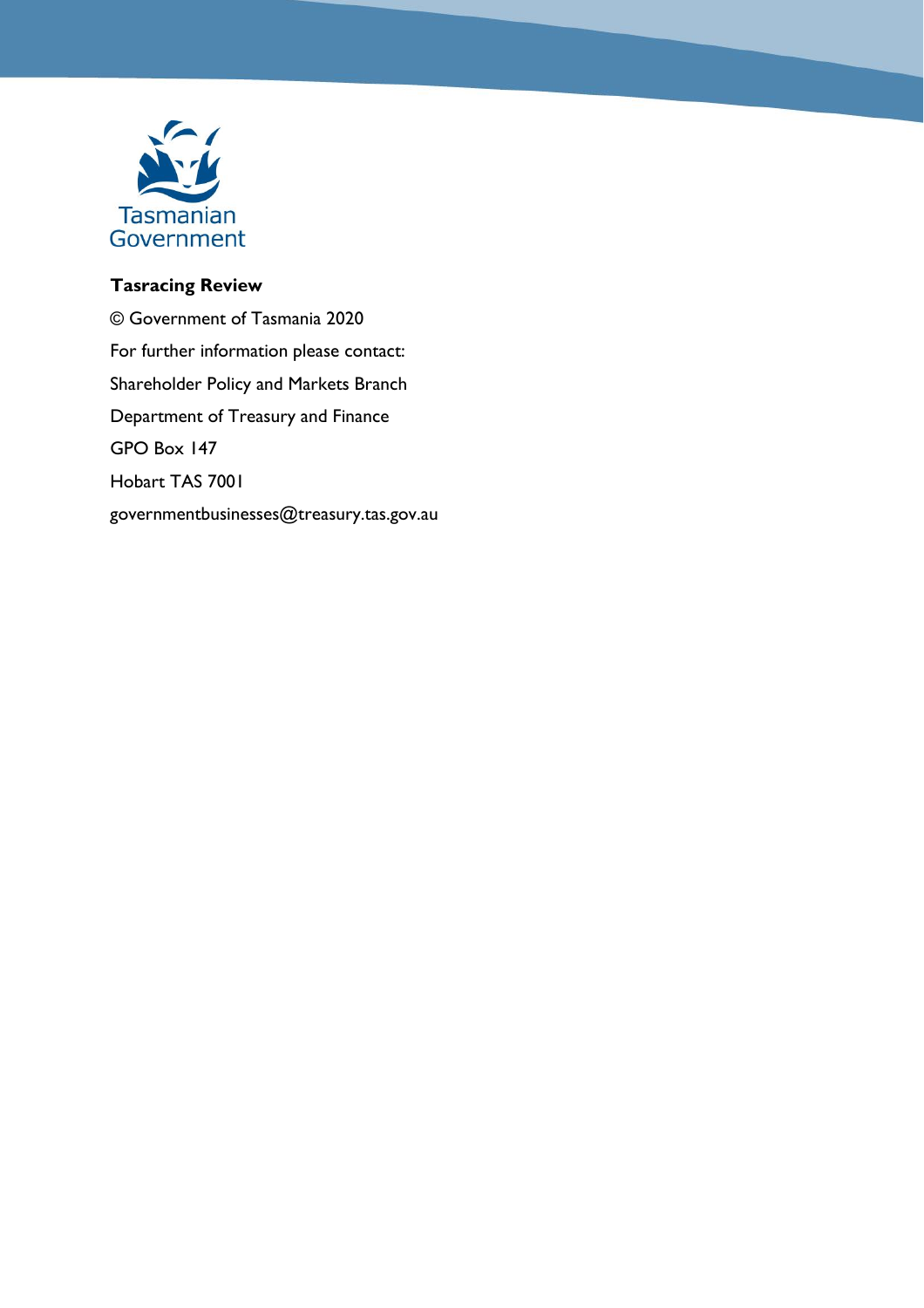Tasmanian Government

**Tasracing Review**

© Government of Tasmania 2020

For further information please contact:

Shareholder Policy and Markets Branch

Department of Treasury and Finance

GPO Box 147

Hobart TAS 7001

governmentbusinesses@treasury.tas.gov.au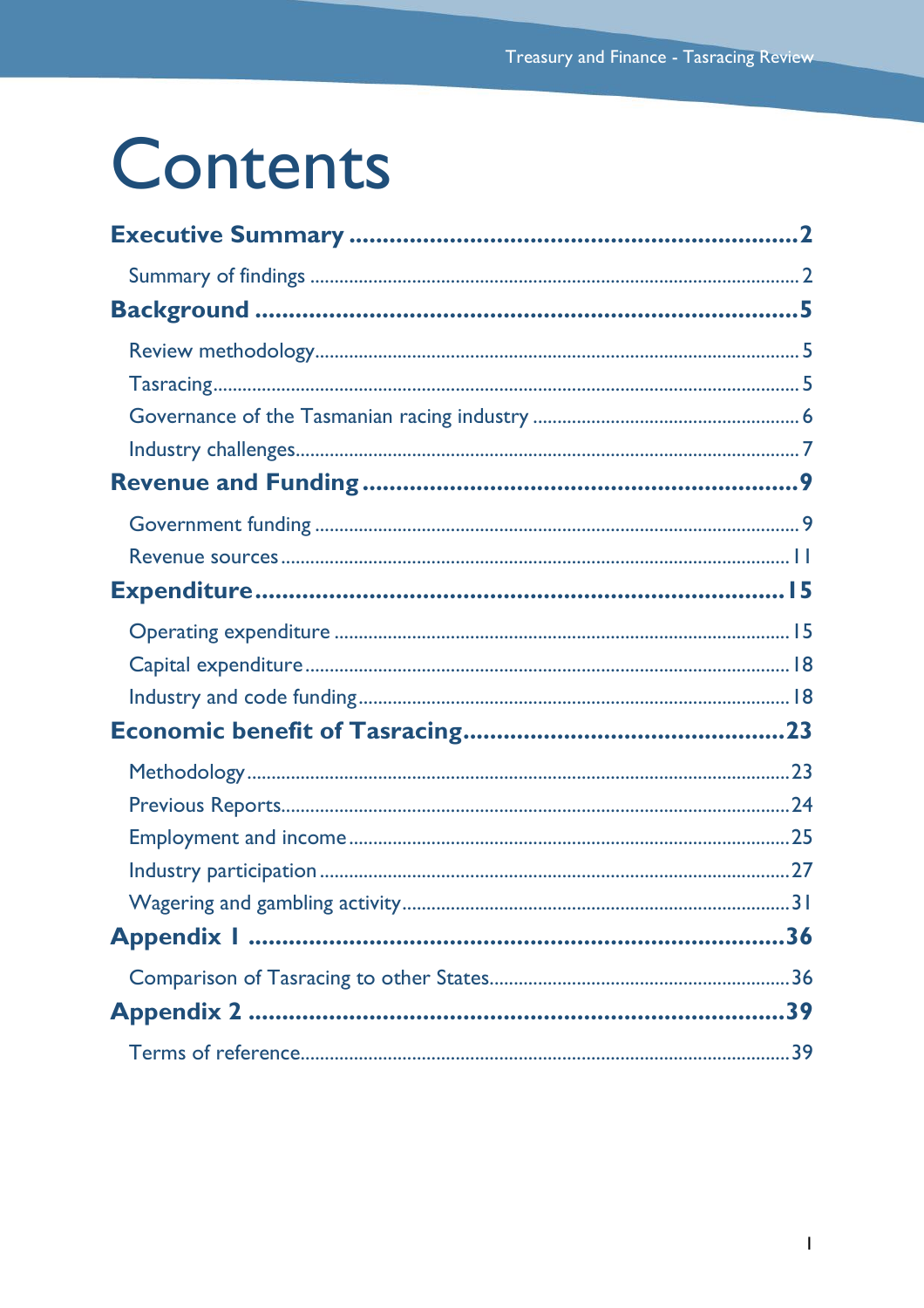# Contents

**Executive Summary .................................................................2**

Summary of findings ................................................................................................2

**Background ..............................................................................5**

Review methodology..................................................................................................5

Tasracing......................................................................................................................5

Governance of the Tasmanian racing industry ......................................................6

Industry challenges......................................................................................................7

**Revenue and Funding ..............................................................9**

Government funding ..................................................................................................9

Revenue sources.......................................................................................................11

**Expenditure..............................................................................15**

Operating expenditure ............................................................................................15

Capital expenditure..................................................................................................18

Industry and code funding.......................................................................................18

**Economic benefit of Tasracing.............................................23**

Methodology.............................................................................................................23

Previous Reports.......................................................................................................24

Employment and income .........................................................................................25

Industry participation ...............................................................................................27

Wagering and gambling activity..............................................................................31

**Appendix 1 ..............................................................................36**

Comparison of Tasracing to other States.............................................................36

**Appendix 2 ..............................................................................39**

Terms of reference....................................................................................................39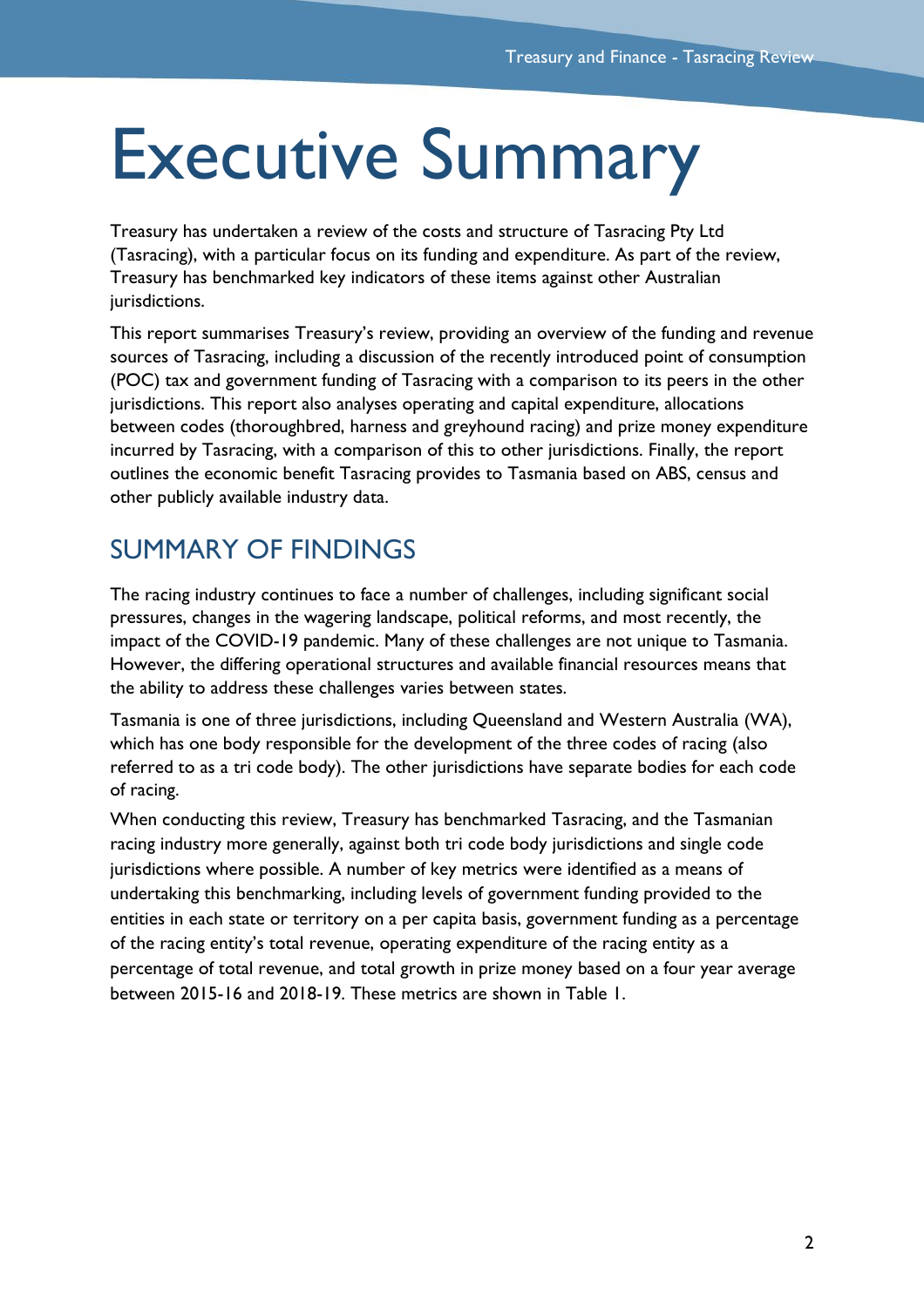# Executive Summary

Treasury has undertaken a review of the costs and structure of Tasracing Pty Ltd (Tasracing), with a particular focus on its funding and expenditure. As part of the review, Treasury has benchmarked key indicators of these items against other Australian jurisdictions.

This report summarises Treasury's review, providing an overview of the funding and revenue sources of Tasracing, including a discussion of the recently introduced point of consumption (POC) tax and government funding of Tasracing with a comparison to its peers in the other jurisdictions. This report also analyses operating and capital expenditure, allocations between codes (thoroughbred, harness and greyhound racing) and prize money expenditure incurred by Tasracing, with a comparison of this to other jurisdictions. Finally, the report outlines the economic benefit Tasracing provides to Tasmania based on ABS, census and other publicly available industry data.

## SUMMARY OF FINDINGS

The racing industry continues to face a number of challenges, including significant social pressures, changes in the wagering landscape, political reforms, and most recently, the impact of the COVID-19 pandemic. Many of these challenges are not unique to Tasmania. However, the differing operational structures and available financial resources means that the ability to address these challenges varies between states.

Tasmania is one of three jurisdictions, including Queensland and Western Australia (WA), which has one body responsible for the development of the three codes of racing (also referred to as a tri code body). The other jurisdictions have separate bodies for each code of racing.

When conducting this review, Treasury has benchmarked Tasracing, and the Tasmanian racing industry more generally, against both tri code body jurisdictions and single code jurisdictions where possible. A number of key metrics were identified as a means of undertaking this benchmarking, including levels of government funding provided to the entities in each state or territory on a per capita basis, government funding as a percentage of the racing entity's total revenue, operating expenditure of the racing entity as a percentage of total revenue, and total growth in prize money based on a four year average between 2015-16 and 2018-19. These metrics are shown in Table 1.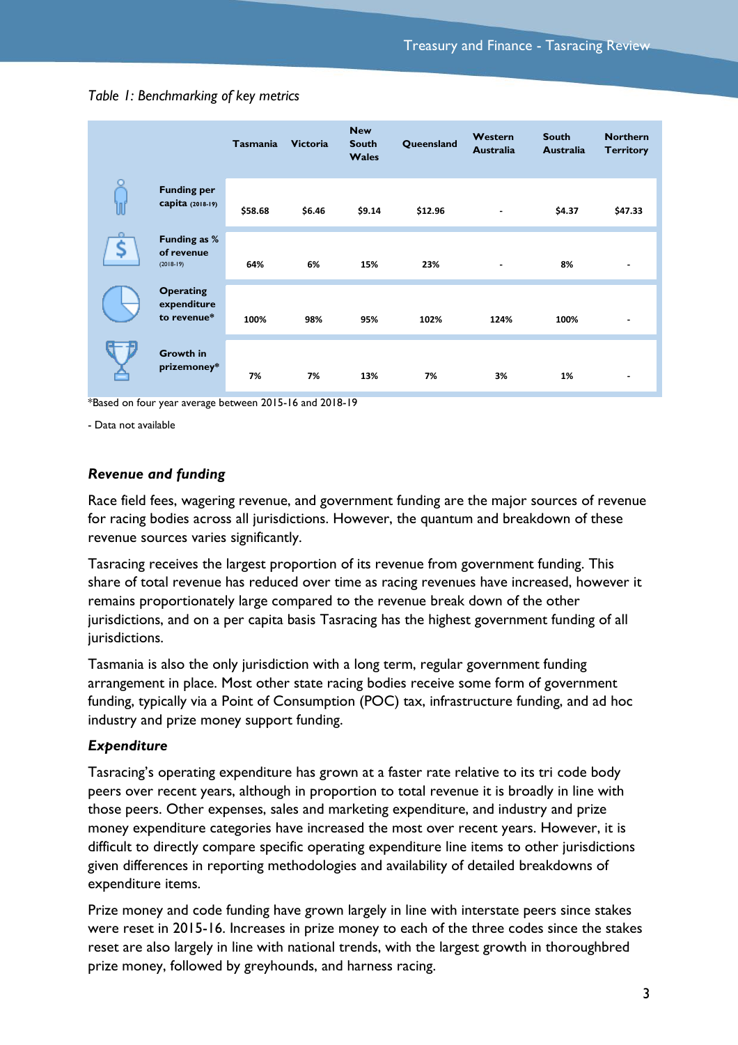*Table 1: Benchmarking of key metrics*

| | Tasmania | Victoria | New South Wales | Queensland | Western Australia | South Australia | Northern Territory |
|---|---|---|---|---|---|---|---|
| **Funding per capita** (2018-19) | $58.68 | $6.46 | $9.14 | $12.96 | - | $4.37 | $47.33 |
| **Funding as % of revenue** (2018-19) | 64% | 6% | 15% | 23% | - | 8% | - |
| **Operating expenditure to revenue*** | 100% | 98% | 95% | 102% | 124% | 100% | - |
| **Growth in prizemoney*** | 7% | 7% | 13% | 7% | 3% | 1% | - |

*Based on four year average between 2015-16 and 2018-19

- Data not available

### *Revenue and funding*

Race field fees, wagering revenue, and government funding are the major sources of revenue for racing bodies across all jurisdictions. However, the quantum and breakdown of these revenue sources varies significantly.

Tasracing receives the largest proportion of its revenue from government funding. This share of total revenue has reduced over time as racing revenues have increased, however it remains proportionately large compared to the revenue break down of the other jurisdictions, and on a per capita basis Tasracing has the highest government funding of all jurisdictions.

Tasmania is also the only jurisdiction with a long term, regular government funding arrangement in place. Most other state racing bodies receive some form of government funding, typically via a Point of Consumption (POC) tax, infrastructure funding, and ad hoc industry and prize money support funding.

### *Expenditure*

Tasracing's operating expenditure has grown at a faster rate relative to its tri code body peers over recent years, although in proportion to total revenue it is broadly in line with those peers. Other expenses, sales and marketing expenditure, and industry and prize money expenditure categories have increased the most over recent years. However, it is difficult to directly compare specific operating expenditure line items to other jurisdictions given differences in reporting methodologies and availability of detailed breakdowns of expenditure items.

Prize money and code funding have grown largely in line with interstate peers since stakes were reset in 2015-16. Increases in prize money to each of the three codes since the stakes reset are also largely in line with national trends, with the largest growth in thoroughbred prize money, followed by greyhounds, and harness racing.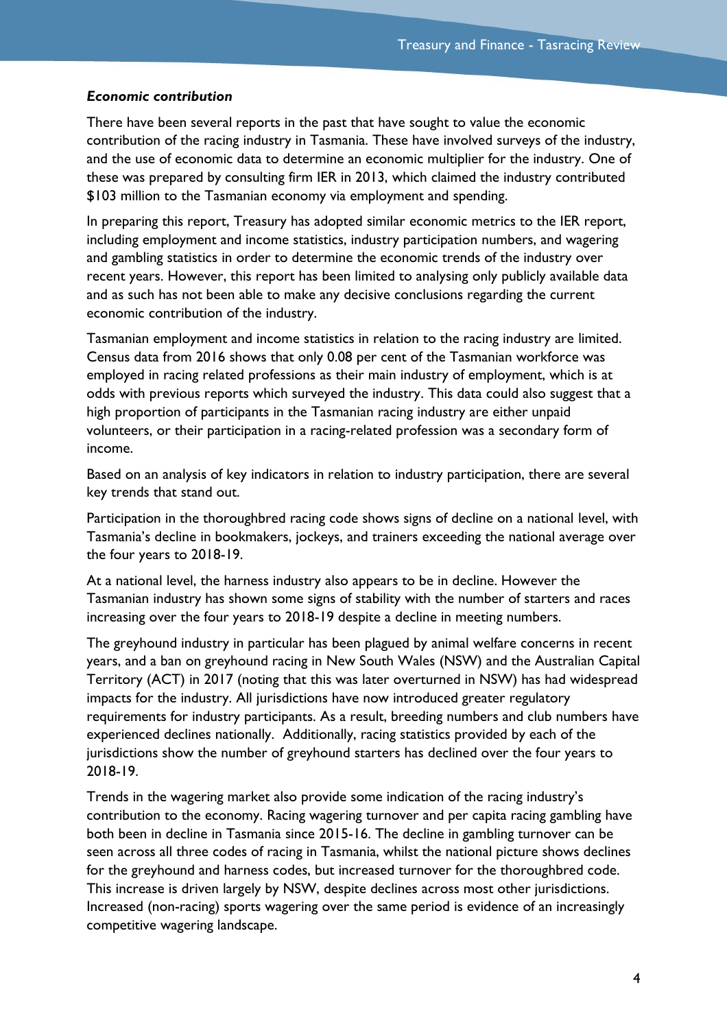***Economic contribution***

There have been several reports in the past that have sought to value the economic contribution of the racing industry in Tasmania. These have involved surveys of the industry, and the use of economic data to determine an economic multiplier for the industry. One of these was prepared by consulting firm IER in 2013, which claimed the industry contributed $103 million to the Tasmanian economy via employment and spending.

In preparing this report, Treasury has adopted similar economic metrics to the IER report, including employment and income statistics, industry participation numbers, and wagering and gambling statistics in order to determine the economic trends of the industry over recent years. However, this report has been limited to analysing only publicly available data and as such has not been able to make any decisive conclusions regarding the current economic contribution of the industry.

Tasmanian employment and income statistics in relation to the racing industry are limited. Census data from 2016 shows that only 0.08 per cent of the Tasmanian workforce was employed in racing related professions as their main industry of employment, which is at odds with previous reports which surveyed the industry. This data could also suggest that a high proportion of participants in the Tasmanian racing industry are either unpaid volunteers, or their participation in a racing-related profession was a secondary form of income.

Based on an analysis of key indicators in relation to industry participation, there are several key trends that stand out.

Participation in the thoroughbred racing code shows signs of decline on a national level, with Tasmania's decline in bookmakers, jockeys, and trainers exceeding the national average over the four years to 2018-19.

At a national level, the harness industry also appears to be in decline. However the Tasmanian industry has shown some signs of stability with the number of starters and races increasing over the four years to 2018-19 despite a decline in meeting numbers.

The greyhound industry in particular has been plagued by animal welfare concerns in recent years, and a ban on greyhound racing in New South Wales (NSW) and the Australian Capital Territory (ACT) in 2017 (noting that this was later overturned in NSW) has had widespread impacts for the industry. All jurisdictions have now introduced greater regulatory requirements for industry participants. As a result, breeding numbers and club numbers have experienced declines nationally. Additionally, racing statistics provided by each of the jurisdictions show the number of greyhound starters has declined over the four years to 2018-19.

Trends in the wagering market also provide some indication of the racing industry's contribution to the economy. Racing wagering turnover and per capita racing gambling have both been in decline in Tasmania since 2015-16. The decline in gambling turnover can be seen across all three codes of racing in Tasmania, whilst the national picture shows declines for the greyhound and harness codes, but increased turnover for the thoroughbred code. This increase is driven largely by NSW, despite declines across most other jurisdictions. Increased (non-racing) sports wagering over the same period is evidence of an increasingly competitive wagering landscape.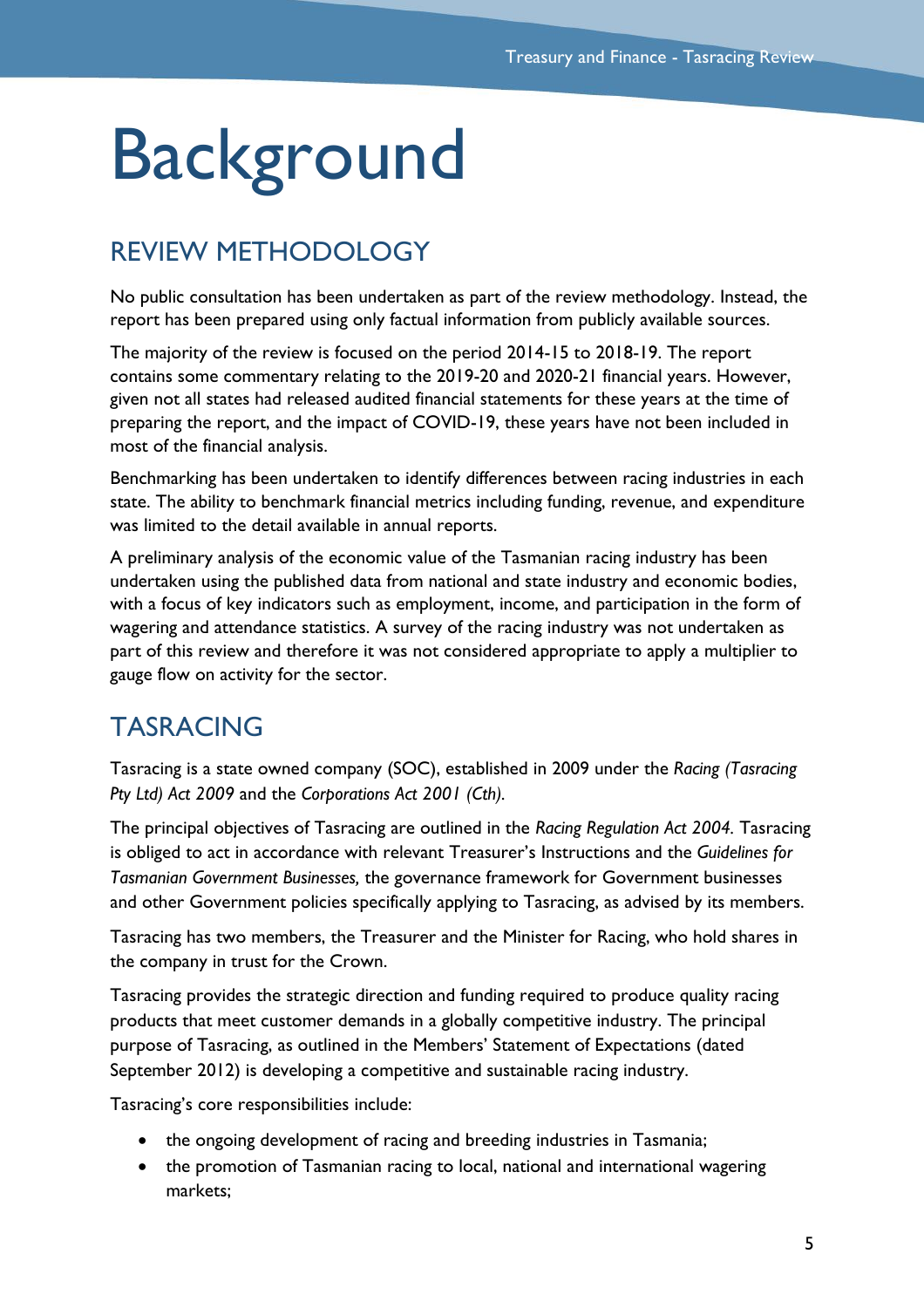# Background

## REVIEW METHODOLOGY

No public consultation has been undertaken as part of the review methodology. Instead, the report has been prepared using only factual information from publicly available sources.

The majority of the review is focused on the period 2014-15 to 2018-19. The report contains some commentary relating to the 2019-20 and 2020-21 financial years. However, given not all states had released audited financial statements for these years at the time of preparing the report, and the impact of COVID-19, these years have not been included in most of the financial analysis.

Benchmarking has been undertaken to identify differences between racing industries in each state. The ability to benchmark financial metrics including funding, revenue, and expenditure was limited to the detail available in annual reports.

A preliminary analysis of the economic value of the Tasmanian racing industry has been undertaken using the published data from national and state industry and economic bodies, with a focus of key indicators such as employment, income, and participation in the form of wagering and attendance statistics. A survey of the racing industry was not undertaken as part of this review and therefore it was not considered appropriate to apply a multiplier to gauge flow on activity for the sector.

## TASRACING

Tasracing is a state owned company (SOC), established in 2009 under the *Racing (Tasracing Pty Ltd) Act 2009* and the *Corporations Act 2001 (Cth).*

The principal objectives of Tasracing are outlined in the *Racing Regulation Act 2004.* Tasracing is obliged to act in accordance with relevant Treasurer's Instructions and the *Guidelines for Tasmanian Government Businesses,* the governance framework for Government businesses and other Government policies specifically applying to Tasracing, as advised by its members.

Tasracing has two members, the Treasurer and the Minister for Racing, who hold shares in the company in trust for the Crown.

Tasracing provides the strategic direction and funding required to produce quality racing products that meet customer demands in a globally competitive industry. The principal purpose of Tasracing, as outlined in the Members' Statement of Expectations (dated September 2012) is developing a competitive and sustainable racing industry.

Tasracing's core responsibilities include:

- the ongoing development of racing and breeding industries in Tasmania;
- the promotion of Tasmanian racing to local, national and international wagering markets;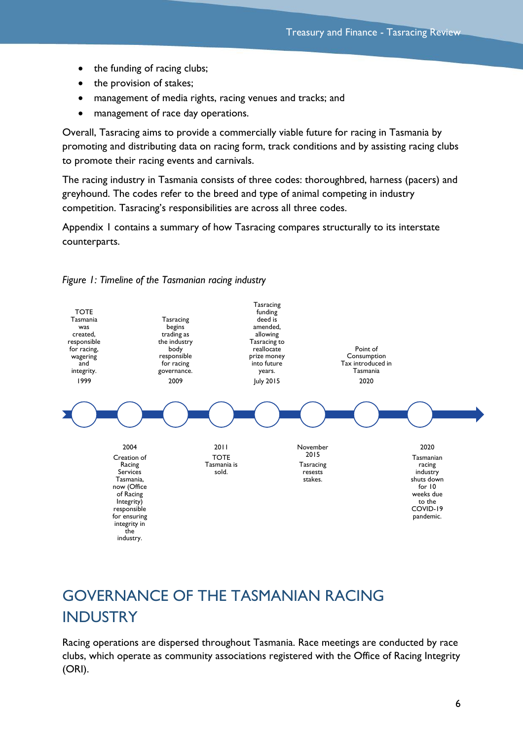- the funding of racing clubs;
- the provision of stakes;
- management of media rights, racing venues and tracks; and
- management of race day operations.

Overall, Tasracing aims to provide a commercially viable future for racing in Tasmania by promoting and distributing data on racing form, track conditions and by assisting racing clubs to promote their racing events and carnivals.

The racing industry in Tasmania consists of three codes: thoroughbred, harness (pacers) and greyhound. The codes refer to the breed and type of animal competing in industry competition. Tasracing's responsibilities are across all three codes.

Appendix 1 contains a summary of how Tasracing compares structurally to its interstate counterparts.

*Figure 1: Timeline of the Tasmanian racing industry*

- **1999** – TOTE Tasmania was created, responsible for racing, wagering and integrity.
- **2004** – Creation of Racing Services Tasmania, now (Office of Racing Integrity) responsible for ensuring integrity in the industry.
- **2009** – Tasracing begins trading as the industry body responsible for racing governance.
- **2011** – TOTE Tasmania is sold.
- **July 2015** – Tasracing funding deed is amended, allowing Tasracing to reallocate prize money into future years.
- **November 2015** – Tasracing resests stakes.
- **2020** – Point of Consumption Tax introduced in Tasmania
- **2020** – Tasmanian racing industry shuts down for 10 weeks due to the COVID-19 pandemic.

# GOVERNANCE OF THE TASMANIAN RACING INDUSTRY

Racing operations are dispersed throughout Tasmania. Race meetings are conducted by race clubs, which operate as community associations registered with the Office of Racing Integrity (ORI).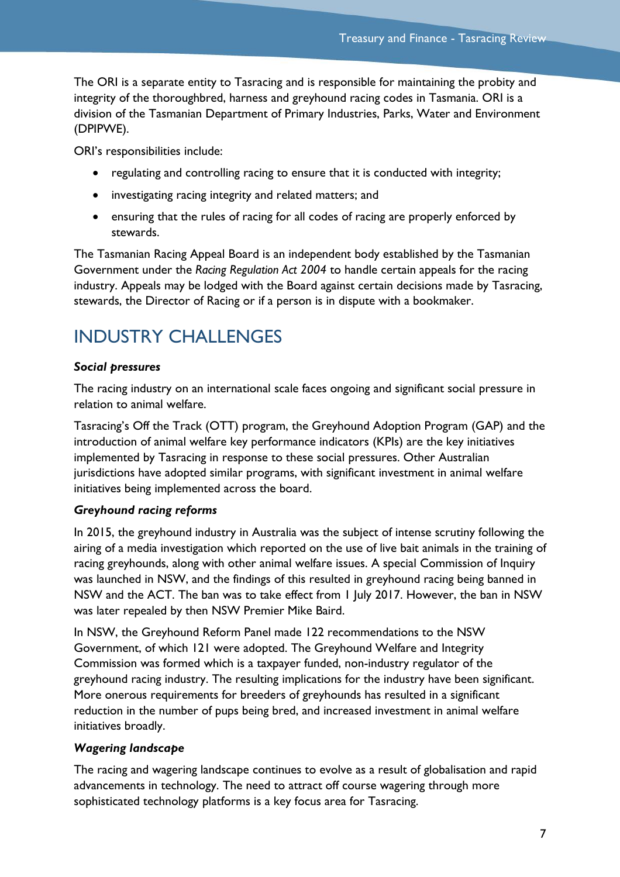The ORI is a separate entity to Tasracing and is responsible for maintaining the probity and integrity of the thoroughbred, harness and greyhound racing codes in Tasmania. ORI is a division of the Tasmanian Department of Primary Industries, Parks, Water and Environment (DPIPWE).

ORI's responsibilities include:

- regulating and controlling racing to ensure that it is conducted with integrity;
- investigating racing integrity and related matters; and
- ensuring that the rules of racing for all codes of racing are properly enforced by stewards.

The Tasmanian Racing Appeal Board is an independent body established by the Tasmanian Government under the *Racing Regulation Act 2004* to handle certain appeals for the racing industry. Appeals may be lodged with the Board against certain decisions made by Tasracing, stewards, the Director of Racing or if a person is in dispute with a bookmaker.

# INDUSTRY CHALLENGES

***Social pressures***

The racing industry on an international scale faces ongoing and significant social pressure in relation to animal welfare.

Tasracing's Off the Track (OTT) program, the Greyhound Adoption Program (GAP) and the introduction of animal welfare key performance indicators (KPIs) are the key initiatives implemented by Tasracing in response to these social pressures. Other Australian jurisdictions have adopted similar programs, with significant investment in animal welfare initiatives being implemented across the board.

***Greyhound racing reforms***

In 2015, the greyhound industry in Australia was the subject of intense scrutiny following the airing of a media investigation which reported on the use of live bait animals in the training of racing greyhounds, along with other animal welfare issues. A special Commission of Inquiry was launched in NSW, and the findings of this resulted in greyhound racing being banned in NSW and the ACT. The ban was to take effect from 1 July 2017. However, the ban in NSW was later repealed by then NSW Premier Mike Baird.

In NSW, the Greyhound Reform Panel made 122 recommendations to the NSW Government, of which 121 were adopted. The Greyhound Welfare and Integrity Commission was formed which is a taxpayer funded, non-industry regulator of the greyhound racing industry. The resulting implications for the industry have been significant. More onerous requirements for breeders of greyhounds has resulted in a significant reduction in the number of pups being bred, and increased investment in animal welfare initiatives broadly.

***Wagering landscape***

The racing and wagering landscape continues to evolve as a result of globalisation and rapid advancements in technology. The need to attract off course wagering through more sophisticated technology platforms is a key focus area for Tasracing.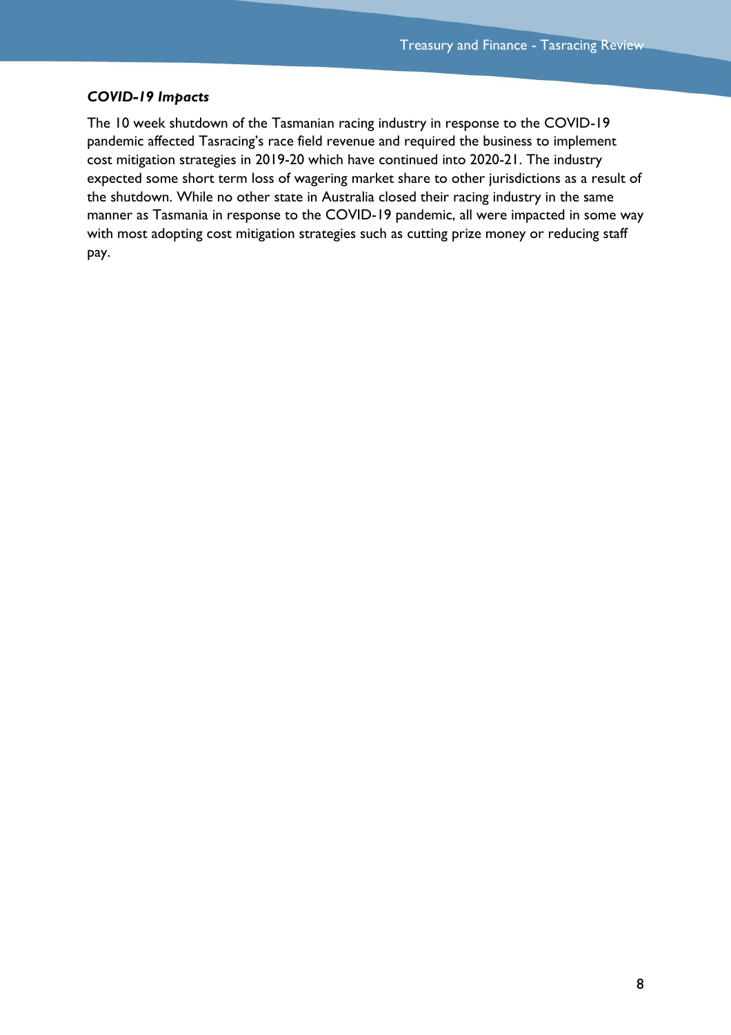***COVID-19 Impacts***

The 10 week shutdown of the Tasmanian racing industry in response to the COVID-19 pandemic affected Tasracing's race field revenue and required the business to implement cost mitigation strategies in 2019-20 which have continued into 2020-21. The industry expected some short term loss of wagering market share to other jurisdictions as a result of the shutdown. While no other state in Australia closed their racing industry in the same manner as Tasmania in response to the COVID-19 pandemic, all were impacted in some way with most adopting cost mitigation strategies such as cutting prize money or reducing staff pay.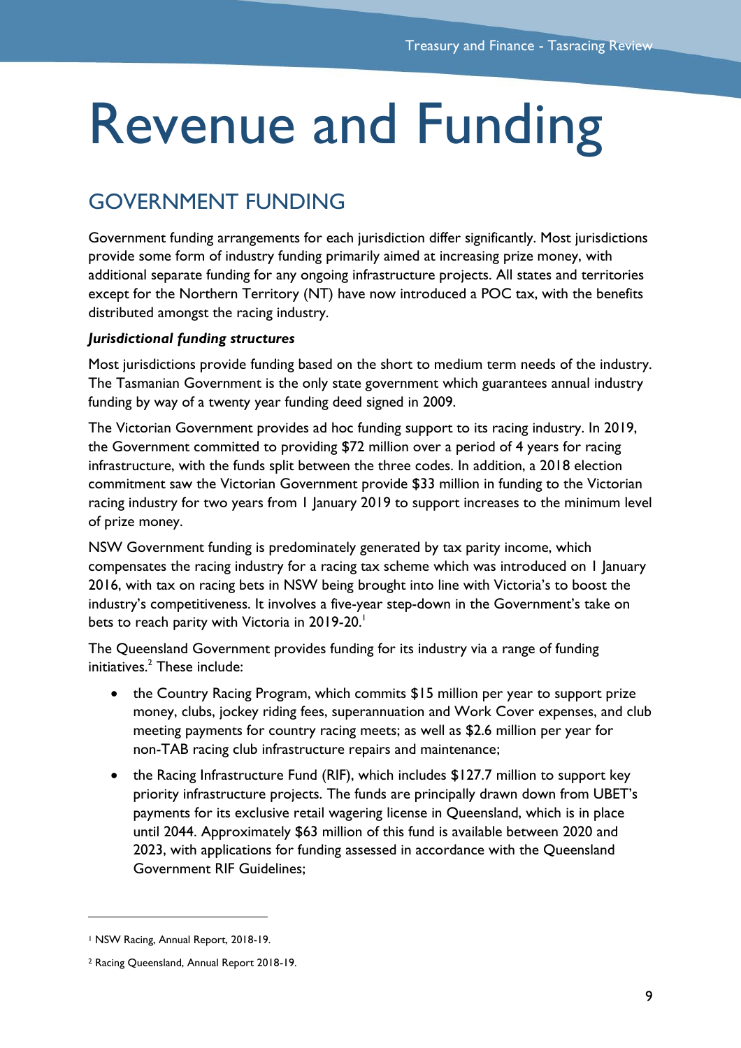# Revenue and Funding

## GOVERNMENT FUNDING

Government funding arrangements for each jurisdiction differ significantly. Most jurisdictions provide some form of industry funding primarily aimed at increasing prize money, with additional separate funding for any ongoing infrastructure projects. All states and territories except for the Northern Territory (NT) have now introduced a POC tax, with the benefits distributed amongst the racing industry.

***Jurisdictional funding structures***

Most jurisdictions provide funding based on the short to medium term needs of the industry. The Tasmanian Government is the only state government which guarantees annual industry funding by way of a twenty year funding deed signed in 2009.

The Victorian Government provides ad hoc funding support to its racing industry. In 2019, the Government committed to providing $72 million over a period of 4 years for racing infrastructure, with the funds split between the three codes. In addition, a 2018 election commitment saw the Victorian Government provide $33 million in funding to the Victorian racing industry for two years from 1 January 2019 to support increases to the minimum level of prize money.

NSW Government funding is predominately generated by tax parity income, which compensates the racing industry for a racing tax scheme which was introduced on 1 January 2016, with tax on racing bets in NSW being brought into line with Victoria's to boost the industry's competitiveness. It involves a five-year step-down in the Government's take on bets to reach parity with Victoria in 2019-20.[1]

The Queensland Government provides funding for its industry via a range of funding initiatives.[2] These include:

- the Country Racing Program, which commits $15 million per year to support prize money, clubs, jockey riding fees, superannuation and Work Cover expenses, and club meeting payments for country racing meets; as well as $2.6 million per year for non-TAB racing club infrastructure repairs and maintenance;
- the Racing Infrastructure Fund (RIF), which includes $127.7 million to support key priority infrastructure projects. The funds are principally drawn down from UBET's payments for its exclusive retail wagering license in Queensland, which is in place until 2044. Approximately $63 million of this fund is available between 2020 and 2023, with applications for funding assessed in accordance with the Queensland Government RIF Guidelines;

---

[1] NSW Racing, Annual Report, 2018-19.

[2] Racing Queensland, Annual Report 2018-19.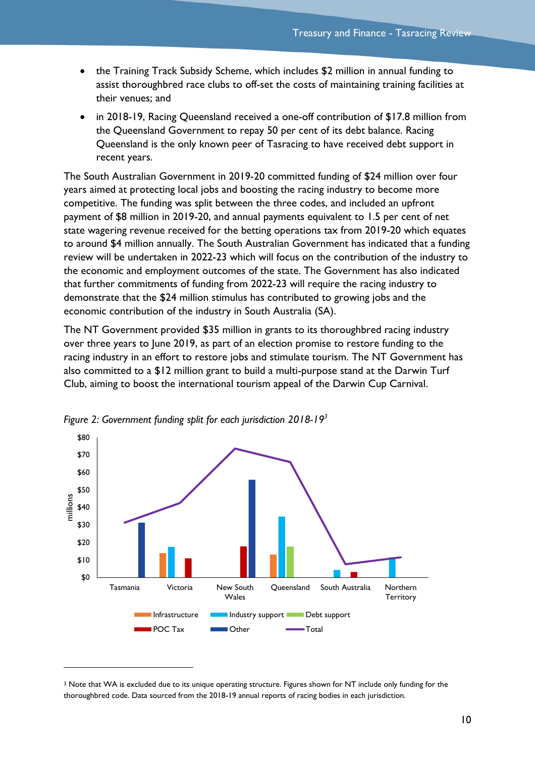- the Training Track Subsidy Scheme, which includes $2 million in annual funding to assist thoroughbred race clubs to off-set the costs of maintaining training facilities at their venues; and
- in 2018-19, Racing Queensland received a one-off contribution of $17.8 million from the Queensland Government to repay 50 per cent of its debt balance. Racing Queensland is the only known peer of Tasracing to have received debt support in recent years.

The South Australian Government in 2019-20 committed funding of $24 million over four years aimed at protecting local jobs and boosting the racing industry to become more competitive. The funding was split between the three codes, and included an upfront payment of $8 million in 2019-20, and annual payments equivalent to 1.5 per cent of net state wagering revenue received for the betting operations tax from 2019-20 which equates to around $4 million annually. The South Australian Government has indicated that a funding review will be undertaken in 2022-23 which will focus on the contribution of the industry to the economic and employment outcomes of the state. The Government has also indicated that further commitments of funding from 2022-23 will require the racing industry to demonstrate that the $24 million stimulus has contributed to growing jobs and the economic contribution of the industry in South Australia (SA).

The NT Government provided $35 million in grants to its thoroughbred racing industry over three years to June 2019, as part of an election promise to restore funding to the racing industry in an effort to restore jobs and stimulate tourism. The NT Government has also committed to a $12 million grant to build a multi-purpose stand at the Darwin Turf Club, aiming to boost the international tourism appeal of the Darwin Cup Carnival.

*Figure 2: Government funding split for each jurisdiction 2018-19*[3]

[3] Note that WA is excluded due to its unique operating structure. Figures shown for NT include only funding for the thoroughbred code. Data sourced from the 2018-19 annual reports of racing bodies in each jurisdiction.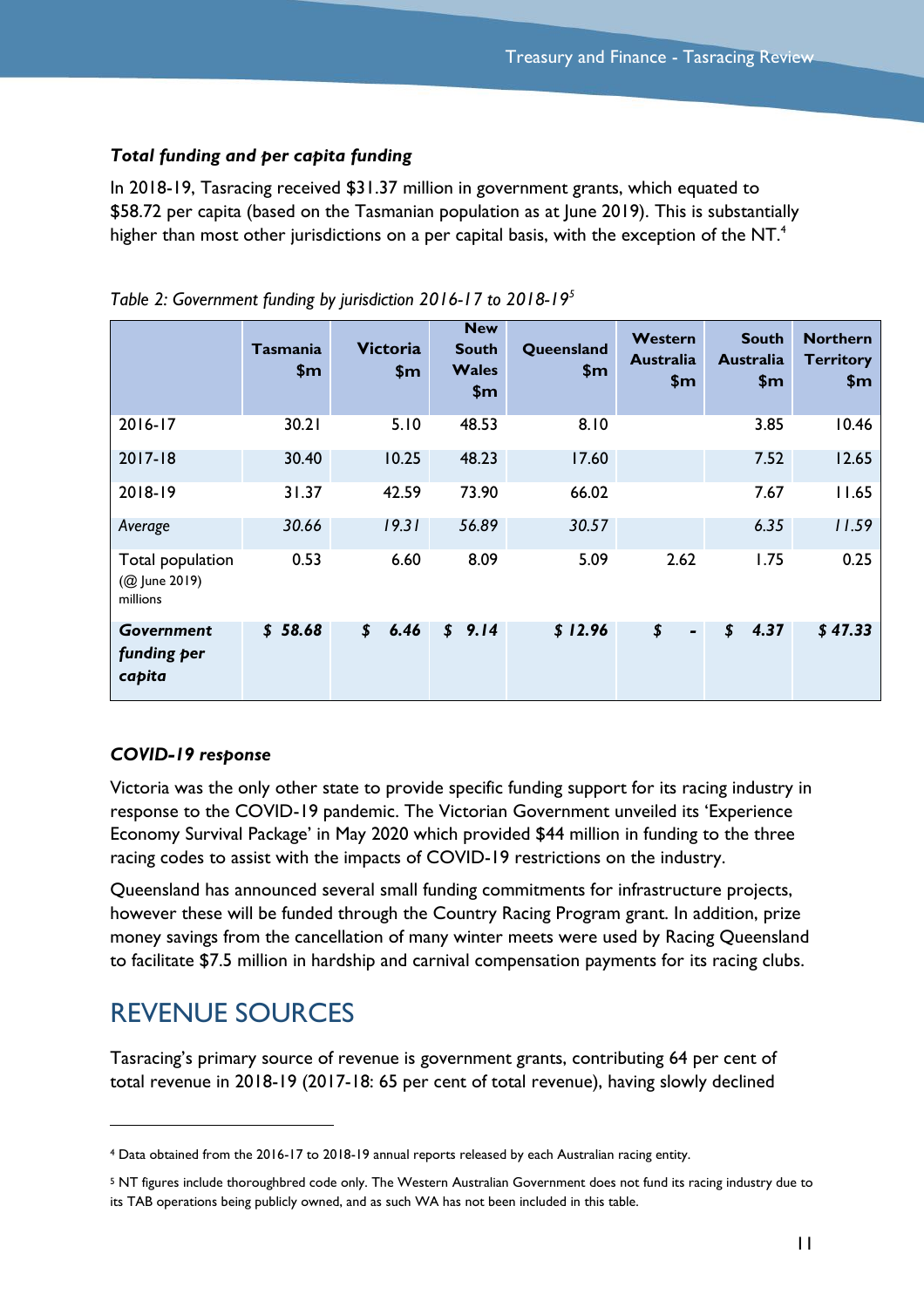### *Total funding and per capita funding*

In 2018-19, Tasracing received $31.37 million in government grants, which equated to $58.72 per capita (based on the Tasmanian population as at June 2019). This is substantially higher than most other jurisdictions on a per capital basis, with the exception of the NT.[4]

*Table 2: Government funding by jurisdiction 2016-17 to 2018-19[5]*

| | Tasmania $m | Victoria $m | New South Wales $m | Queensland $m | Western Australia $m | South Australia $m | Northern Territory $m |
|---|---|---|---|---|---|---|---|
| 2016-17 | 30.21 | 5.10 | 48.53 | 8.10 | | 3.85 | 10.46 |
| 2017-18 | 30.40 | 10.25 | 48.23 | 17.60 | | 7.52 | 12.65 |
| 2018-19 | 31.37 | 42.59 | 73.90 | 66.02 | | 7.67 | 11.65 |
| *Average* | *30.66* | *19.31* | *56.89* | *30.57* | | *6.35* | *11.59* |
| Total population (@ June 2019) millions | 0.53 | 6.60 | 8.09 | 5.09 | 2.62 | 1.75 | 0.25 |
| ***Government funding per capita*** | ***$ 58.68*** | ***$ 6.46*** | ***$ 9.14*** | ***$ 12.96*** | ***$ -*** | ***$ 4.37*** | ***$ 47.33*** |

### *COVID-19 response*

Victoria was the only other state to provide specific funding support for its racing industry in response to the COVID-19 pandemic. The Victorian Government unveiled its 'Experience Economy Survival Package' in May 2020 which provided $44 million in funding to the three racing codes to assist with the impacts of COVID-19 restrictions on the industry.

Queensland has announced several small funding commitments for infrastructure projects, however these will be funded through the Country Racing Program grant. In addition, prize money savings from the cancellation of many winter meets were used by Racing Queensland to facilitate $7.5 million in hardship and carnival compensation payments for its racing clubs.

## REVENUE SOURCES

Tasracing's primary source of revenue is government grants, contributing 64 per cent of total revenue in 2018-19 (2017-18: 65 per cent of total revenue), having slowly declined

---

[4] Data obtained from the 2016-17 to 2018-19 annual reports released by each Australian racing entity.

[5] NT figures include thoroughbred code only. The Western Australian Government does not fund its racing industry due to its TAB operations being publicly owned, and as such WA has not been included in this table.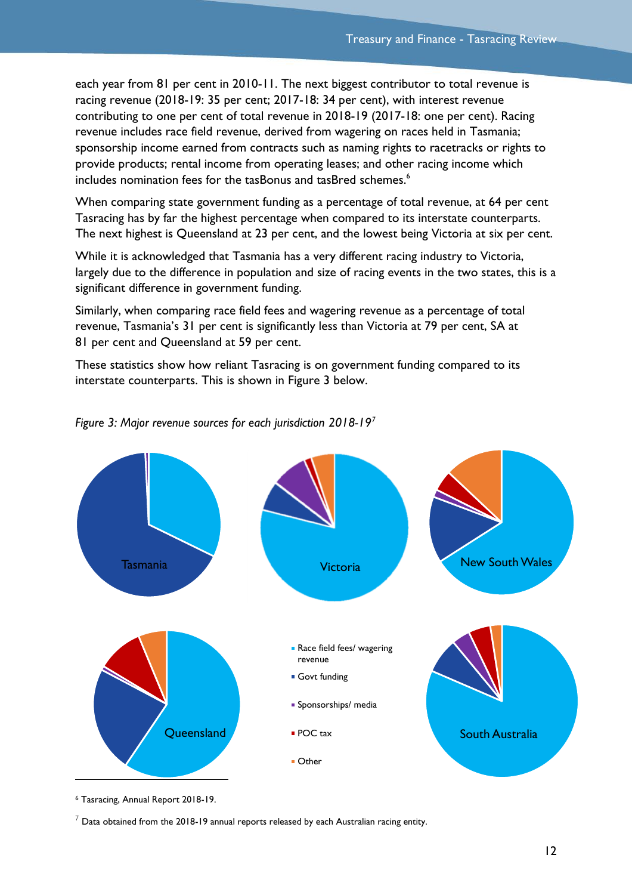each year from 81 per cent in 2010-11. The next biggest contributor to total revenue is racing revenue (2018-19: 35 per cent; 2017-18: 34 per cent), with interest revenue contributing to one per cent of total revenue in 2018-19 (2017-18: one per cent). Racing revenue includes race field revenue, derived from wagering on races held in Tasmania; sponsorship income earned from contracts such as naming rights to racetracks or rights to provide products; rental income from operating leases; and other racing income which includes nomination fees for the tasBonus and tasBred schemes.[6]

When comparing state government funding as a percentage of total revenue, at 64 per cent Tasracing has by far the highest percentage when compared to its interstate counterparts. The next highest is Queensland at 23 per cent, and the lowest being Victoria at six per cent.

While it is acknowledged that Tasmania has a very different racing industry to Victoria, largely due to the difference in population and size of racing events in the two states, this is a significant difference in government funding.

Similarly, when comparing race field fees and wagering revenue as a percentage of total revenue, Tasmania's 31 per cent is significantly less than Victoria at 79 per cent, SA at 81 per cent and Queensland at 59 per cent.

These statistics show how reliant Tasracing is on government funding compared to its interstate counterparts. This is shown in Figure 3 below.

*Figure 3: Major revenue sources for each jurisdiction 2018-19*[7]

Tasmania

Victoria

New South Wales

Queensland

South Australia

- Race field fees/ wagering revenue
- Govt funding
- Sponsorships/ media
- POC tax
- Other

[6] Tasracing, Annual Report 2018-19.

[7] Data obtained from the 2018-19 annual reports released by each Australian racing entity.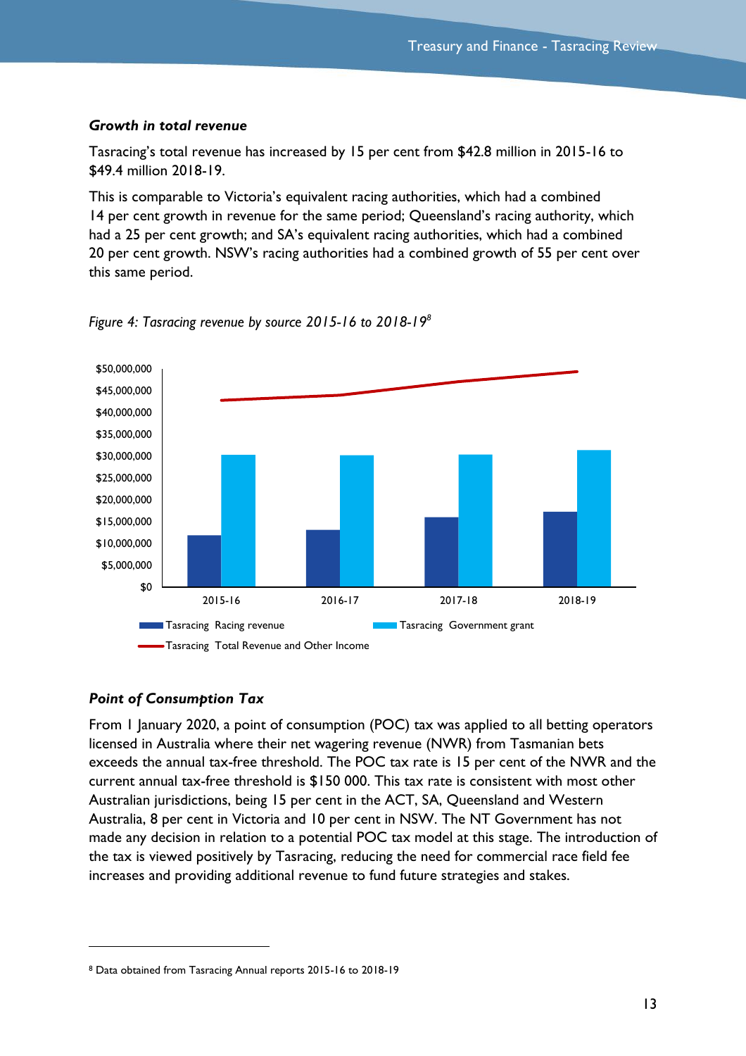***Growth in total revenue***

Tasracing's total revenue has increased by 15 per cent from $42.8 million in 2015-16 to $49.4 million 2018-19.

This is comparable to Victoria's equivalent racing authorities, which had a combined 14 per cent growth in revenue for the same period; Queensland's racing authority, which had a 25 per cent growth; and SA's equivalent racing authorities, which had a combined 20 per cent growth. NSW's racing authorities had a combined growth of 55 per cent over this same period.

*Figure 4: Tasracing revenue by source 2015-16 to 2018-19*[8]

***Point of Consumption Tax***

From 1 January 2020, a point of consumption (POC) tax was applied to all betting operators licensed in Australia where their net wagering revenue (NWR) from Tasmanian bets exceeds the annual tax-free threshold. The POC tax rate is 15 per cent of the NWR and the current annual tax-free threshold is $150 000. This tax rate is consistent with most other Australian jurisdictions, being 15 per cent in the ACT, SA, Queensland and Western Australia, 8 per cent in Victoria and 10 per cent in NSW. The NT Government has not made any decision in relation to a potential POC tax model at this stage. The introduction of the tax is viewed positively by Tasracing, reducing the need for commercial race field fee increases and providing additional revenue to fund future strategies and stakes.

---

[8] Data obtained from Tasracing Annual reports 2015-16 to 2018-19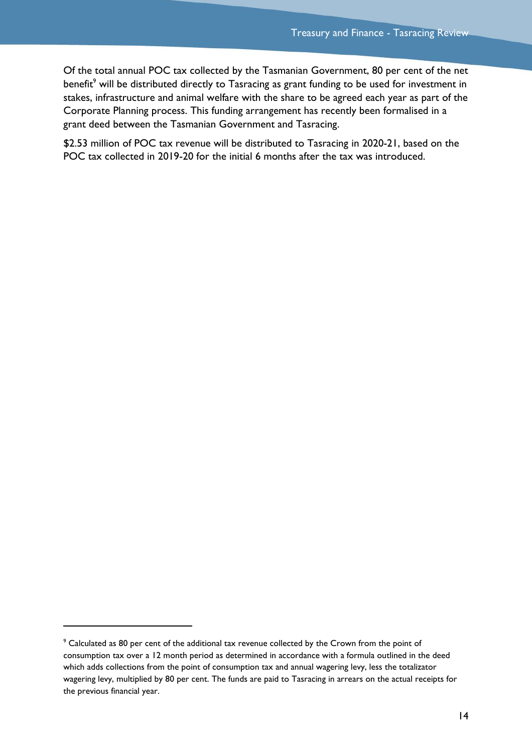Of the total annual POC tax collected by the Tasmanian Government, 80 per cent of the net benefit[9] will be distributed directly to Tasracing as grant funding to be used for investment in stakes, infrastructure and animal welfare with the share to be agreed each year as part of the Corporate Planning process. This funding arrangement has recently been formalised in a grant deed between the Tasmanian Government and Tasracing.

$2.53 million of POC tax revenue will be distributed to Tasracing in 2020-21, based on the POC tax collected in 2019-20 for the initial 6 months after the tax was introduced.

---

[9] Calculated as 80 per cent of the additional tax revenue collected by the Crown from the point of consumption tax over a 12 month period as determined in accordance with a formula outlined in the deed which adds collections from the point of consumption tax and annual wagering levy, less the totalizator wagering levy, multiplied by 80 per cent. The funds are paid to Tasracing in arrears on the actual receipts for the previous financial year.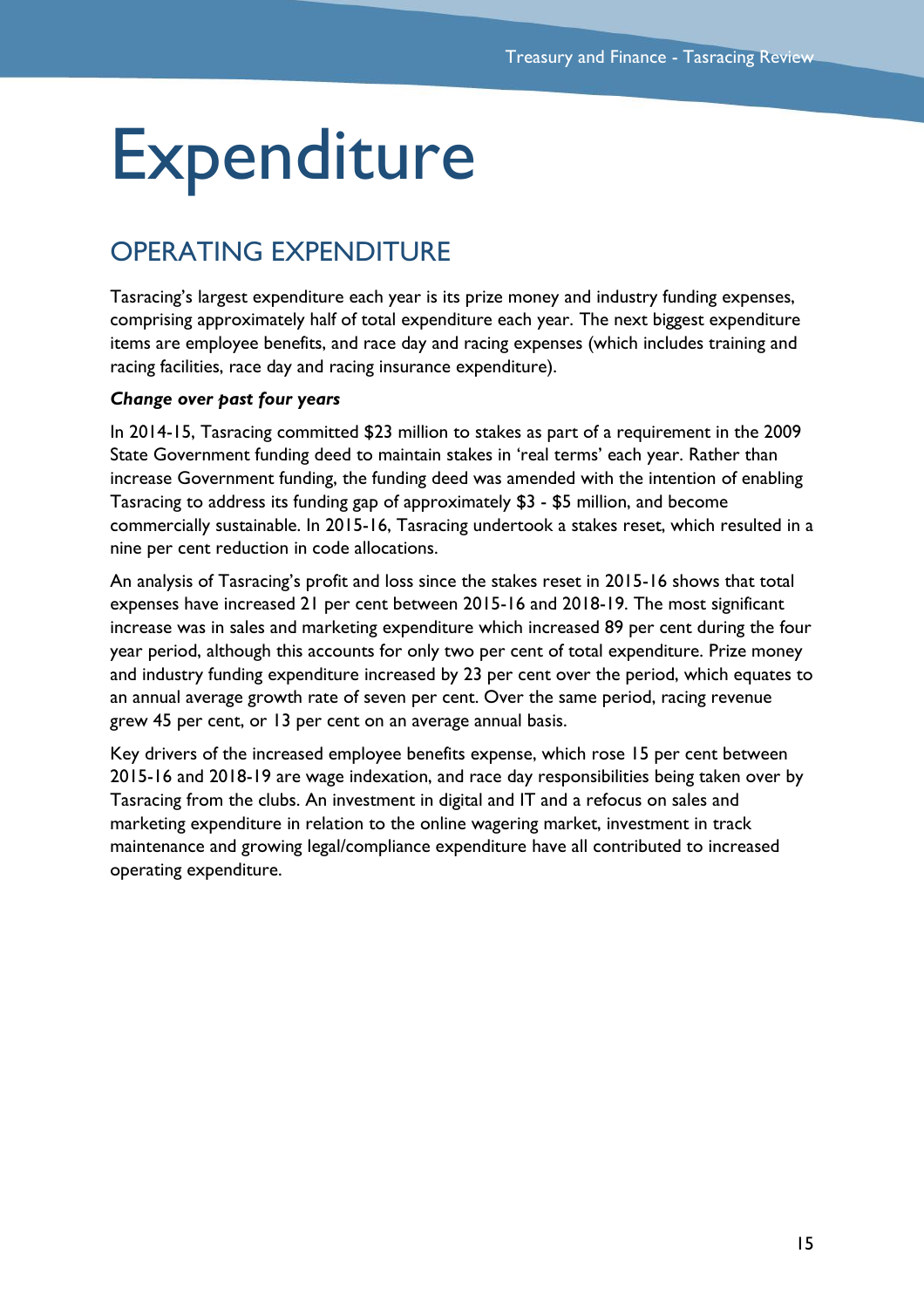# Expenditure

## OPERATING EXPENDITURE

Tasracing's largest expenditure each year is its prize money and industry funding expenses, comprising approximately half of total expenditure each year. The next biggest expenditure items are employee benefits, and race day and racing expenses (which includes training and racing facilities, race day and racing insurance expenditure).

***Change over past four years***

In 2014-15, Tasracing committed $23 million to stakes as part of a requirement in the 2009 State Government funding deed to maintain stakes in 'real terms' each year. Rather than increase Government funding, the funding deed was amended with the intention of enabling Tasracing to address its funding gap of approximately $3 - $5 million, and become commercially sustainable. In 2015-16, Tasracing undertook a stakes reset, which resulted in a nine per cent reduction in code allocations.

An analysis of Tasracing's profit and loss since the stakes reset in 2015-16 shows that total expenses have increased 21 per cent between 2015-16 and 2018-19. The most significant increase was in sales and marketing expenditure which increased 89 per cent during the four year period, although this accounts for only two per cent of total expenditure. Prize money and industry funding expenditure increased by 23 per cent over the period, which equates to an annual average growth rate of seven per cent. Over the same period, racing revenue grew 45 per cent, or 13 per cent on an average annual basis.

Key drivers of the increased employee benefits expense, which rose 15 per cent between 2015-16 and 2018-19 are wage indexation, and race day responsibilities being taken over by Tasracing from the clubs. An investment in digital and IT and a refocus on sales and marketing expenditure in relation to the online wagering market, investment in track maintenance and growing legal/compliance expenditure have all contributed to increased operating expenditure.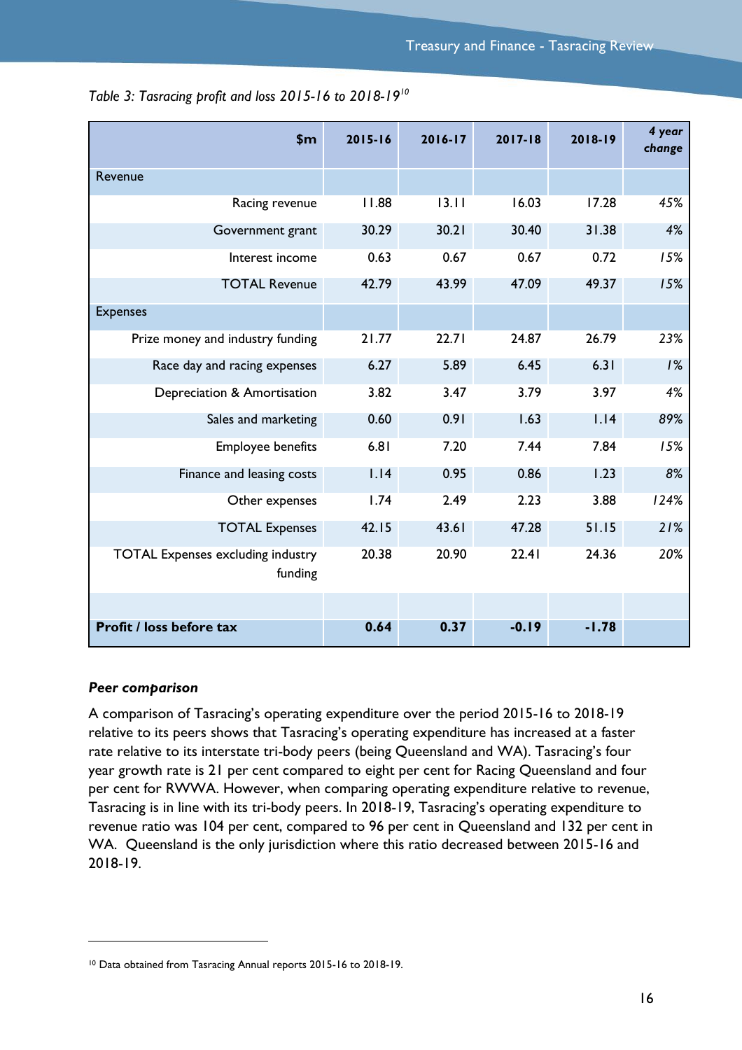*Table 3: Tasracing profit and loss 2015-16 to 2018-19*[10]

| $m | 2015-16 | 2016-17 | 2017-18 | 2018-19 | 4 year change |
|---|---|---|---|---|---|
| Revenue | | | | | |
| Racing revenue | 11.88 | 13.11 | 16.03 | 17.28 | 45% |
| Government grant | 30.29 | 30.21 | 30.40 | 31.38 | 4% |
| Interest income | 0.63 | 0.67 | 0.67 | 0.72 | 15% |
| TOTAL Revenue | 42.79 | 43.99 | 47.09 | 49.37 | 15% |
| Expenses | | | | | |
| Prize money and industry funding | 21.77 | 22.71 | 24.87 | 26.79 | 23% |
| Race day and racing expenses | 6.27 | 5.89 | 6.45 | 6.31 | 1% |
| Depreciation & Amortisation | 3.82 | 3.47 | 3.79 | 3.97 | 4% |
| Sales and marketing | 0.60 | 0.91 | 1.63 | 1.14 | 89% |
| Employee benefits | 6.81 | 7.20 | 7.44 | 7.84 | 15% |
| Finance and leasing costs | 1.14 | 0.95 | 0.86 | 1.23 | 8% |
| Other expenses | 1.74 | 2.49 | 2.23 | 3.88 | 124% |
| TOTAL Expenses | 42.15 | 43.61 | 47.28 | 51.15 | 21% |
| TOTAL Expenses excluding industry funding | 20.38 | 20.90 | 22.41 | 24.36 | 20% |
| | | | | | |
| **Profit / loss before tax** | **0.64** | **0.37** | **-0.19** | **-1.78** | |

***Peer comparison***

A comparison of Tasracing's operating expenditure over the period 2015-16 to 2018-19 relative to its peers shows that Tasracing's operating expenditure has increased at a faster rate relative to its interstate tri-body peers (being Queensland and WA). Tasracing's four year growth rate is 21 per cent compared to eight per cent for Racing Queensland and four per cent for RWWA. However, when comparing operating expenditure relative to revenue, Tasracing is in line with its tri-body peers. In 2018-19, Tasracing's operating expenditure to revenue ratio was 104 per cent, compared to 96 per cent in Queensland and 132 per cent in WA. Queensland is the only jurisdiction where this ratio decreased between 2015-16 and 2018-19.

[10] Data obtained from Tasracing Annual reports 2015-16 to 2018-19.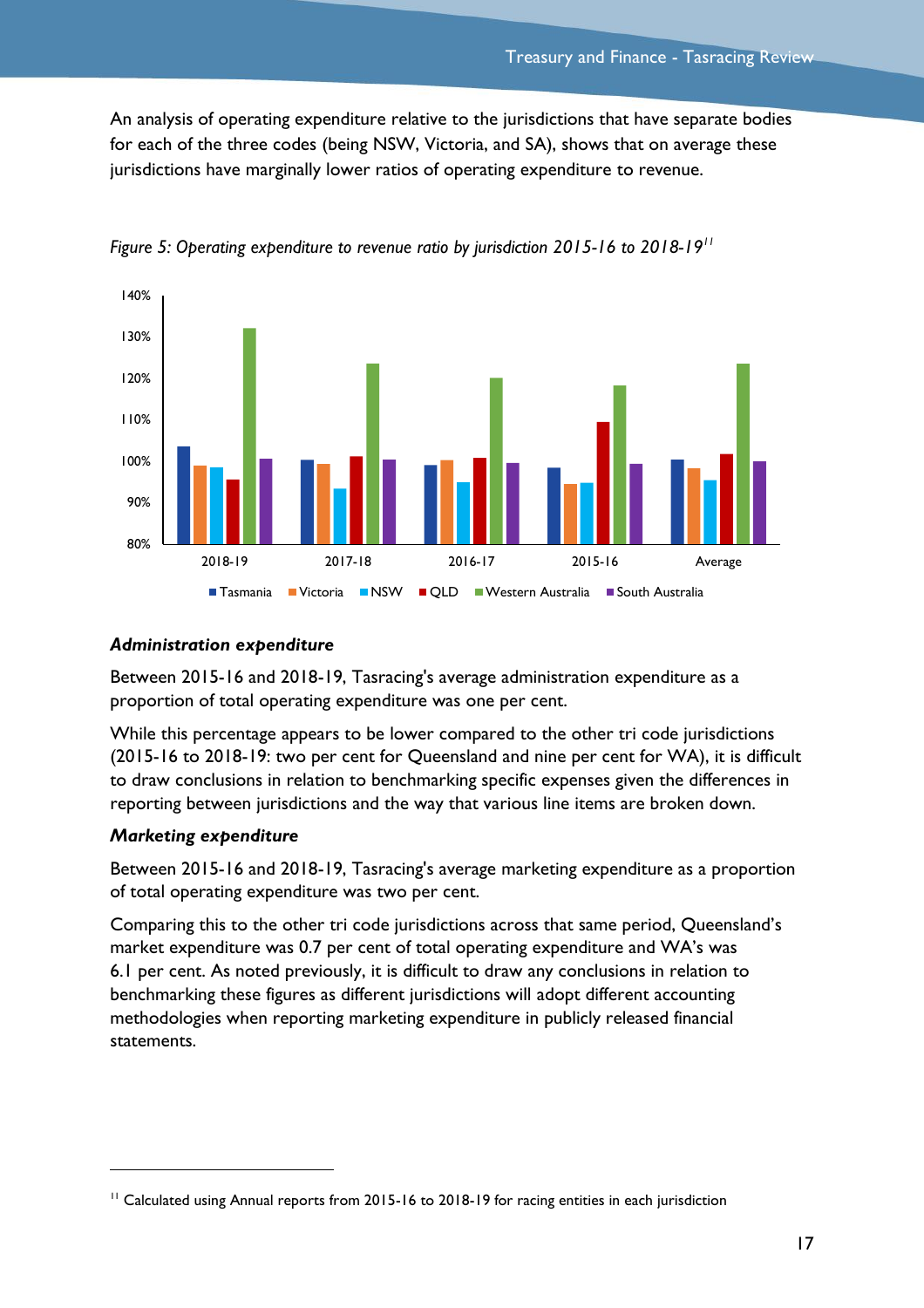An analysis of operating expenditure relative to the jurisdictions that have separate bodies for each of the three codes (being NSW, Victoria, and SA), shows that on average these jurisdictions have marginally lower ratios of operating expenditure to revenue.

*Figure 5: Operating expenditure to revenue ratio by jurisdiction 2015-16 to 2018-19*[11]

### *Administration expenditure*

Between 2015-16 and 2018-19, Tasracing's average administration expenditure as a proportion of total operating expenditure was one per cent.

While this percentage appears to be lower compared to the other tri code jurisdictions (2015-16 to 2018-19: two per cent for Queensland and nine per cent for WA), it is difficult to draw conclusions in relation to benchmarking specific expenses given the differences in reporting between jurisdictions and the way that various line items are broken down.

### *Marketing expenditure*

Between 2015-16 and 2018-19, Tasracing's average marketing expenditure as a proportion of total operating expenditure was two per cent.

Comparing this to the other tri code jurisdictions across that same period, Queensland's market expenditure was 0.7 per cent of total operating expenditure and WA's was 6.1 per cent. As noted previously, it is difficult to draw any conclusions in relation to benchmarking these figures as different jurisdictions will adopt different accounting methodologies when reporting marketing expenditure in publicly released financial statements.

[11] Calculated using Annual reports from 2015-16 to 2018-19 for racing entities in each jurisdiction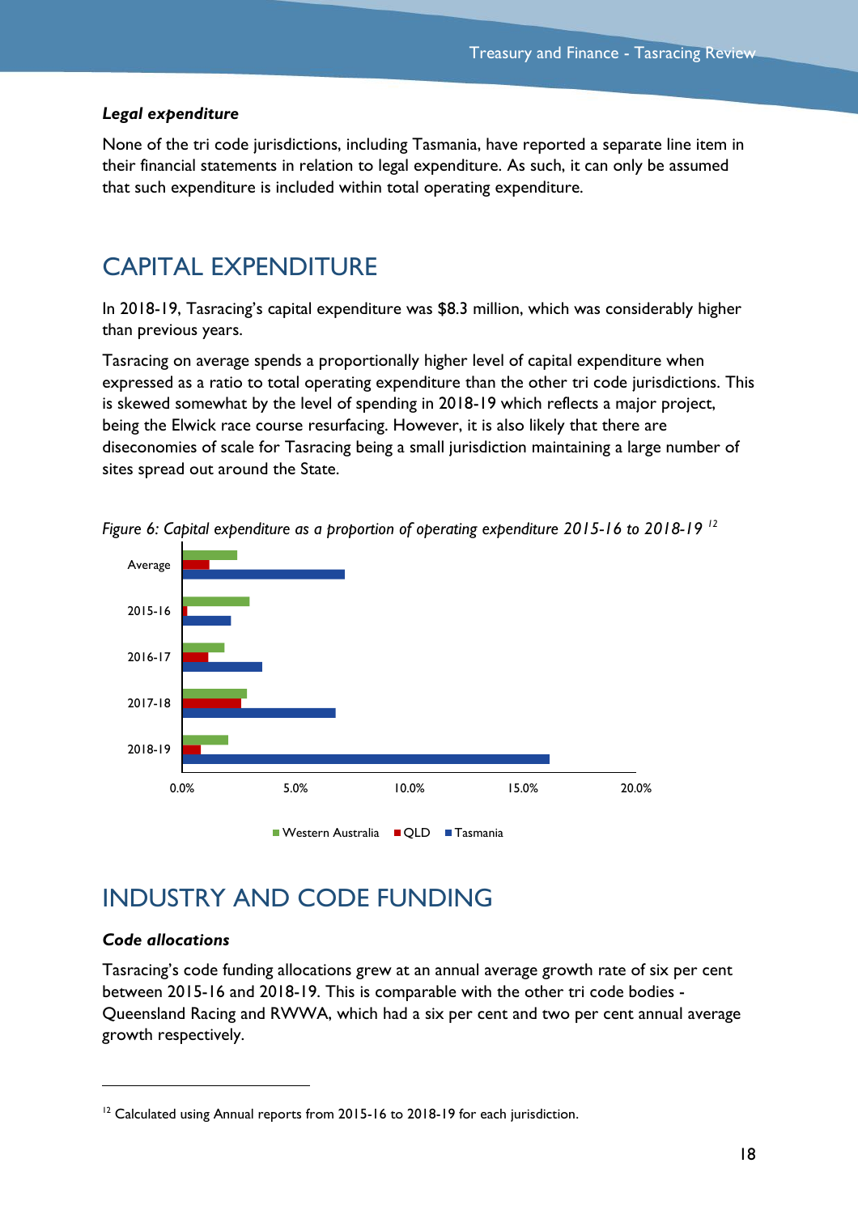### *Legal expenditure*

None of the tri code jurisdictions, including Tasmania, have reported a separate line item in their financial statements in relation to legal expenditure. As such, it can only be assumed that such expenditure is included within total operating expenditure.

## CAPITAL EXPENDITURE

In 2018-19, Tasracing's capital expenditure was $8.3 million, which was considerably higher than previous years.

Tasracing on average spends a proportionally higher level of capital expenditure when expressed as a ratio to total operating expenditure than the other tri code jurisdictions. This is skewed somewhat by the level of spending in 2018-19 which reflects a major project, being the Elwick race course resurfacing. However, it is also likely that there are diseconomies of scale for Tasracing being a small jurisdiction maintaining a large number of sites spread out around the State.

*Figure 6: Capital expenditure as a proportion of operating expenditure 2015-16 to 2018-19* [12]

## INDUSTRY AND CODE FUNDING

### *Code allocations*

Tasracing's code funding allocations grew at an annual average growth rate of six per cent between 2015-16 and 2018-19. This is comparable with the other tri code bodies - Queensland Racing and RWWA, which had a six per cent and two per cent annual average growth respectively.

---

[12] Calculated using Annual reports from 2015-16 to 2018-19 for each jurisdiction.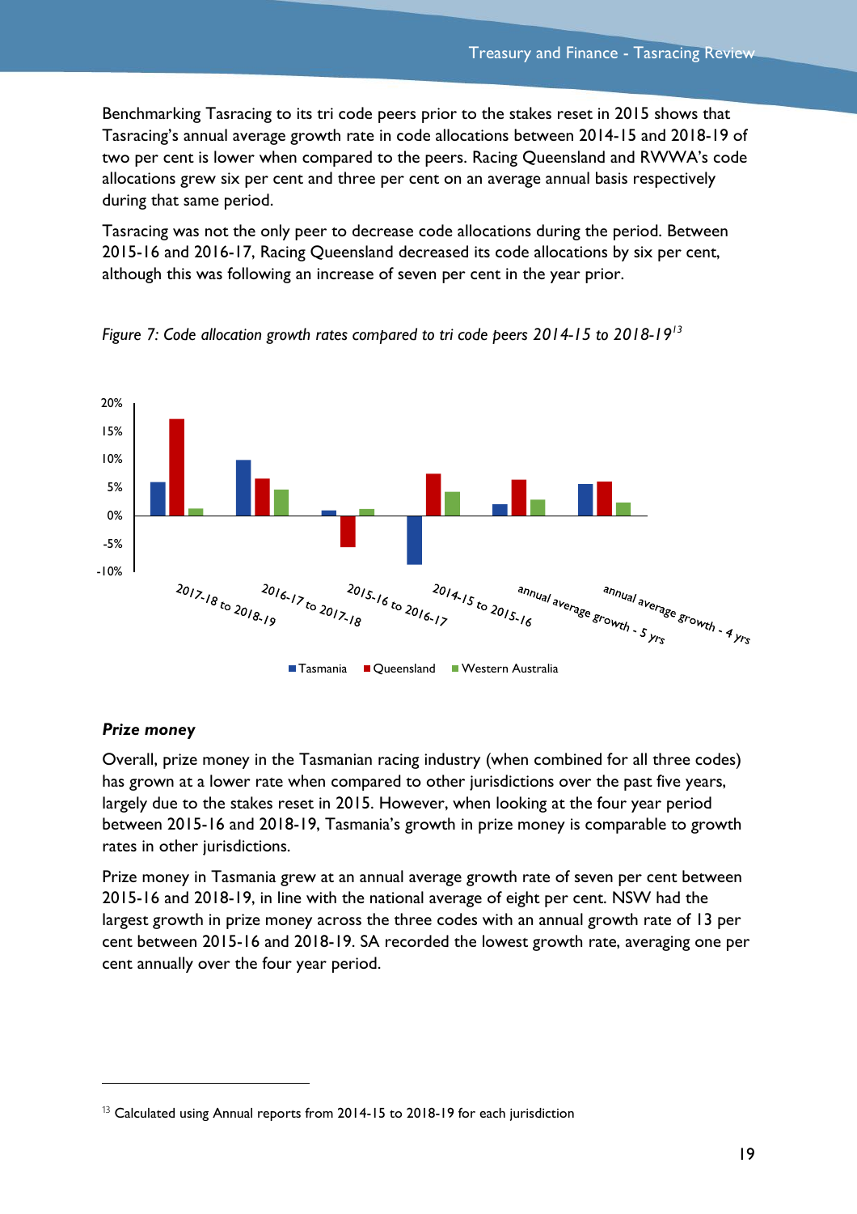Benchmarking Tasracing to its tri code peers prior to the stakes reset in 2015 shows that Tasracing's annual average growth rate in code allocations between 2014-15 and 2018-19 of two per cent is lower when compared to the peers. Racing Queensland and RWWA's code allocations grew six per cent and three per cent on an average annual basis respectively during that same period.

Tasracing was not the only peer to decrease code allocations during the period. Between 2015-16 and 2016-17, Racing Queensland decreased its code allocations by six per cent, although this was following an increase of seven per cent in the year prior.

*Figure 7: Code allocation growth rates compared to tri code peers 2014-15 to 2018-19*[13]

### Prize money

Overall, prize money in the Tasmanian racing industry (when combined for all three codes) has grown at a lower rate when compared to other jurisdictions over the past five years, largely due to the stakes reset in 2015. However, when looking at the four year period between 2015-16 and 2018-19, Tasmania's growth in prize money is comparable to growth rates in other jurisdictions.

Prize money in Tasmania grew at an annual average growth rate of seven per cent between 2015-16 and 2018-19, in line with the national average of eight per cent. NSW had the largest growth in prize money across the three codes with an annual growth rate of 13 per cent between 2015-16 and 2018-19. SA recorded the lowest growth rate, averaging one per cent annually over the four year period.

[13] Calculated using Annual reports from 2014-15 to 2018-19 for each jurisdiction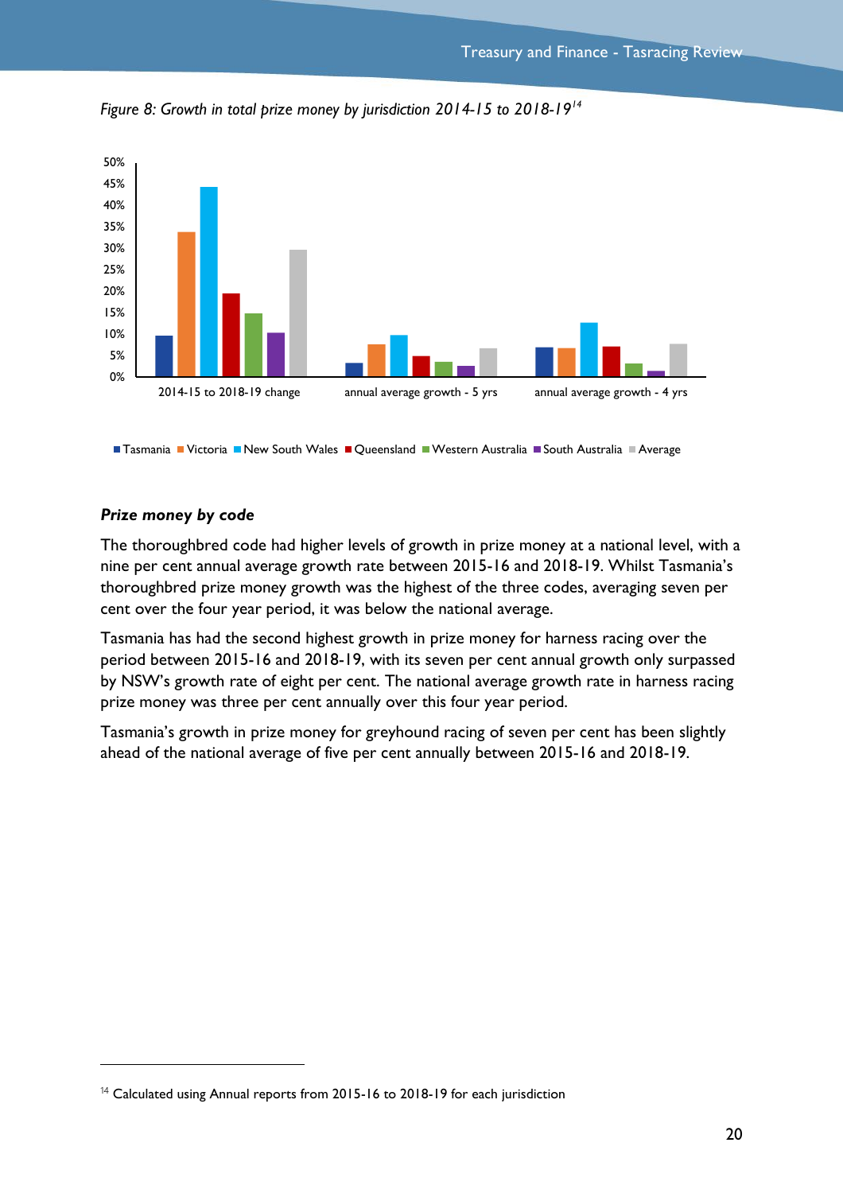*Figure 8: Growth in total prize money by jurisdiction 2014-15 to 2018-19[14]*

### *Prize money by code*

The thoroughbred code had higher levels of growth in prize money at a national level, with a nine per cent annual average growth rate between 2015-16 and 2018-19. Whilst Tasmania's thoroughbred prize money growth was the highest of the three codes, averaging seven per cent over the four year period, it was below the national average.

Tasmania has had the second highest growth in prize money for harness racing over the period between 2015-16 and 2018-19, with its seven per cent annual growth only surpassed by NSW's growth rate of eight per cent. The national average growth rate in harness racing prize money was three per cent annually over this four year period.

Tasmania's growth in prize money for greyhound racing of seven per cent has been slightly ahead of the national average of five per cent annually between 2015-16 and 2018-19.

---

[14] Calculated using Annual reports from 2015-16 to 2018-19 for each jurisdiction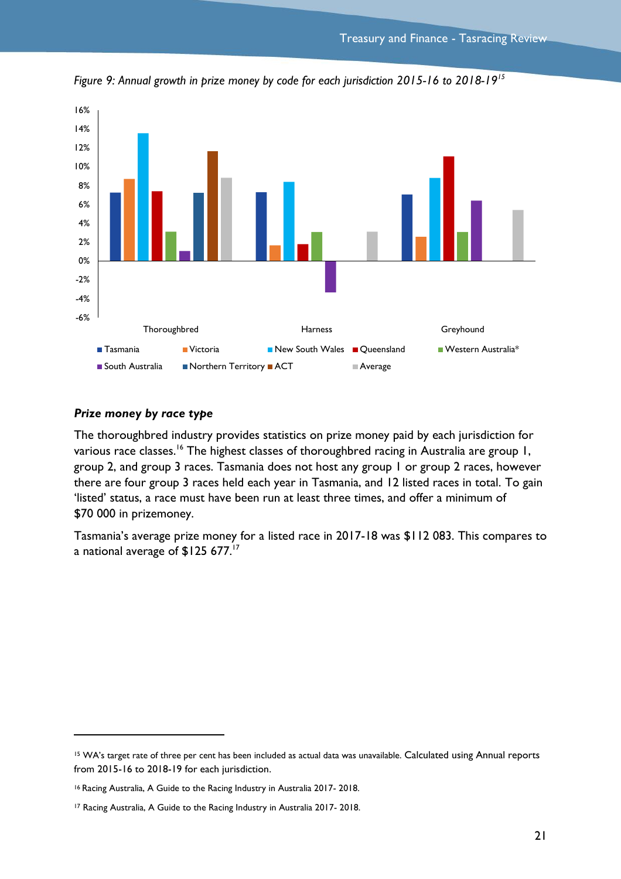*Figure 9: Annual growth in prize money by code for each jurisdiction 2015-16 to 2018-19*[15]

*Prize money by race type*

The thoroughbred industry provides statistics on prize money paid by each jurisdiction for various race classes.[16] The highest classes of thoroughbred racing in Australia are group 1, group 2, and group 3 races. Tasmania does not host any group 1 or group 2 races, however there are four group 3 races held each year in Tasmania, and 12 listed races in total. To gain 'listed' status, a race must have been run at least three times, and offer a minimum of $70 000 in prizemoney.

Tasmania's average prize money for a listed race in 2017-18 was $112 083. This compares to a national average of $125 677.[17]

---

[15] WA's target rate of three per cent has been included as actual data was unavailable. Calculated using Annual reports from 2015-16 to 2018-19 for each jurisdiction.

[16] Racing Australia, A Guide to the Racing Industry in Australia 2017- 2018.

[17] Racing Australia, A Guide to the Racing Industry in Australia 2017- 2018.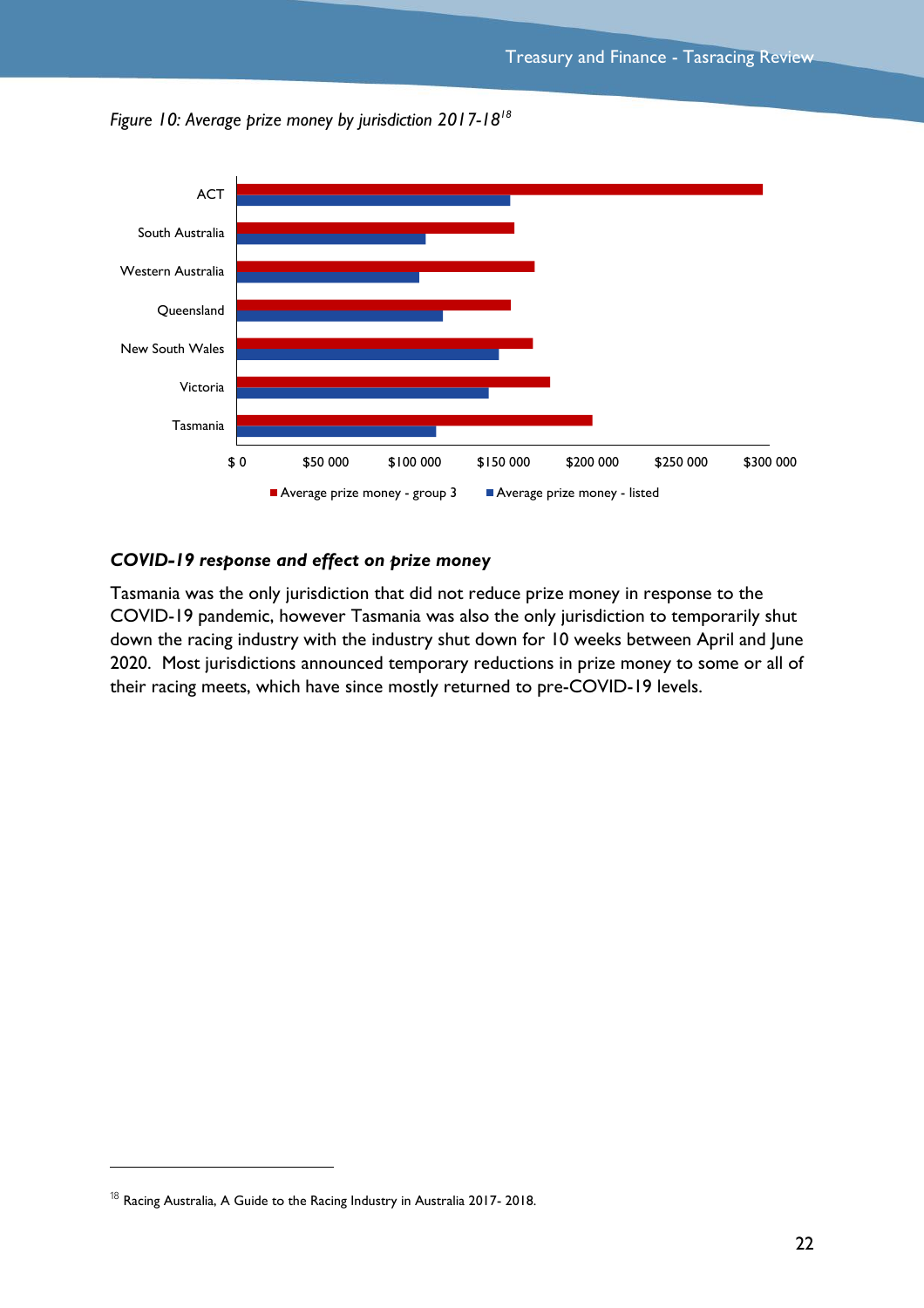*Figure 10: Average prize money by jurisdiction 2017-18*[18]

## COVID-19 response and effect on prize money

Tasmania was the only jurisdiction that did not reduce prize money in response to the COVID-19 pandemic, however Tasmania was also the only jurisdiction to temporarily shut down the racing industry with the industry shut down for 10 weeks between April and June 2020. Most jurisdictions announced temporary reductions in prize money to some or all of their racing meets, which have since mostly returned to pre-COVID-19 levels.

[18] Racing Australia, A Guide to the Racing Industry in Australia 2017- 2018.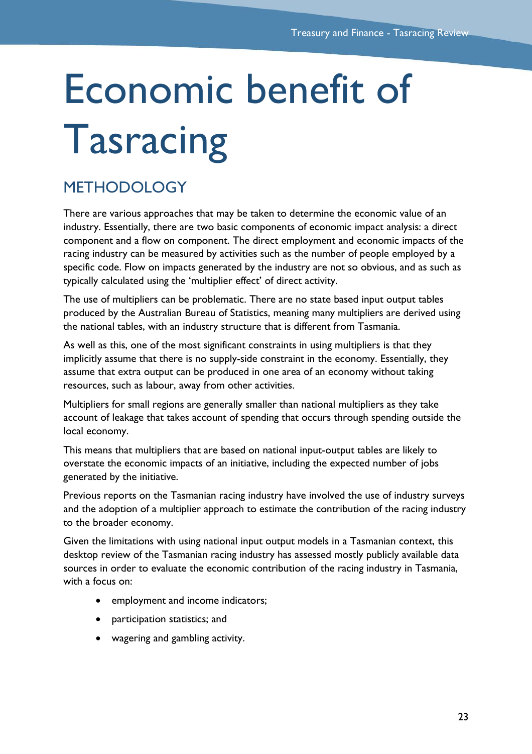# Economic benefit of Tasracing

## METHODOLOGY

There are various approaches that may be taken to determine the economic value of an industry. Essentially, there are two basic components of economic impact analysis: a direct component and a flow on component. The direct employment and economic impacts of the racing industry can be measured by activities such as the number of people employed by a specific code. Flow on impacts generated by the industry are not so obvious, and as such as typically calculated using the 'multiplier effect' of direct activity.

The use of multipliers can be problematic. There are no state based input output tables produced by the Australian Bureau of Statistics, meaning many multipliers are derived using the national tables, with an industry structure that is different from Tasmania.

As well as this, one of the most significant constraints in using multipliers is that they implicitly assume that there is no supply-side constraint in the economy. Essentially, they assume that extra output can be produced in one area of an economy without taking resources, such as labour, away from other activities.

Multipliers for small regions are generally smaller than national multipliers as they take account of leakage that takes account of spending that occurs through spending outside the local economy.

This means that multipliers that are based on national input-output tables are likely to overstate the economic impacts of an initiative, including the expected number of jobs generated by the initiative.

Previous reports on the Tasmanian racing industry have involved the use of industry surveys and the adoption of a multiplier approach to estimate the contribution of the racing industry to the broader economy.

Given the limitations with using national input output models in a Tasmanian context, this desktop review of the Tasmanian racing industry has assessed mostly publicly available data sources in order to evaluate the economic contribution of the racing industry in Tasmania, with a focus on:

- employment and income indicators;
- participation statistics; and
- wagering and gambling activity.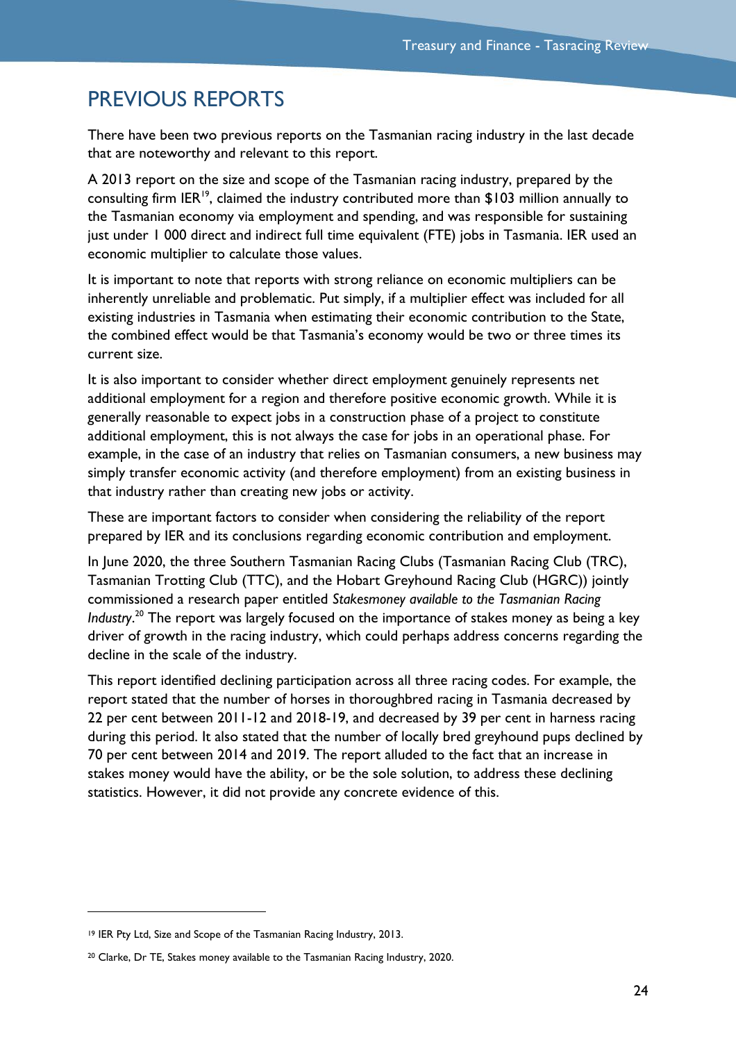# PREVIOUS REPORTS

There have been two previous reports on the Tasmanian racing industry in the last decade that are noteworthy and relevant to this report.

A 2013 report on the size and scope of the Tasmanian racing industry, prepared by the consulting firm IER[19], claimed the industry contributed more than $103 million annually to the Tasmanian economy via employment and spending, and was responsible for sustaining just under 1 000 direct and indirect full time equivalent (FTE) jobs in Tasmania. IER used an economic multiplier to calculate those values.

It is important to note that reports with strong reliance on economic multipliers can be inherently unreliable and problematic. Put simply, if a multiplier effect was included for all existing industries in Tasmania when estimating their economic contribution to the State, the combined effect would be that Tasmania's economy would be two or three times its current size.

It is also important to consider whether direct employment genuinely represents net additional employment for a region and therefore positive economic growth. While it is generally reasonable to expect jobs in a construction phase of a project to constitute additional employment, this is not always the case for jobs in an operational phase. For example, in the case of an industry that relies on Tasmanian consumers, a new business may simply transfer economic activity (and therefore employment) from an existing business in that industry rather than creating new jobs or activity.

These are important factors to consider when considering the reliability of the report prepared by IER and its conclusions regarding economic contribution and employment.

In June 2020, the three Southern Tasmanian Racing Clubs (Tasmanian Racing Club (TRC), Tasmanian Trotting Club (TTC), and the Hobart Greyhound Racing Club (HGRC)) jointly commissioned a research paper entitled *Stakesmoney available to the Tasmanian Racing Industry*.[20] The report was largely focused on the importance of stakes money as being a key driver of growth in the racing industry, which could perhaps address concerns regarding the decline in the scale of the industry.

This report identified declining participation across all three racing codes. For example, the report stated that the number of horses in thoroughbred racing in Tasmania decreased by 22 per cent between 2011-12 and 2018-19, and decreased by 39 per cent in harness racing during this period. It also stated that the number of locally bred greyhound pups declined by 70 per cent between 2014 and 2019. The report alluded to the fact that an increase in stakes money would have the ability, or be the sole solution, to address these declining statistics. However, it did not provide any concrete evidence of this.

---

[19] IER Pty Ltd, Size and Scope of the Tasmanian Racing Industry, 2013.

[20] Clarke, Dr TE, Stakes money available to the Tasmanian Racing Industry, 2020.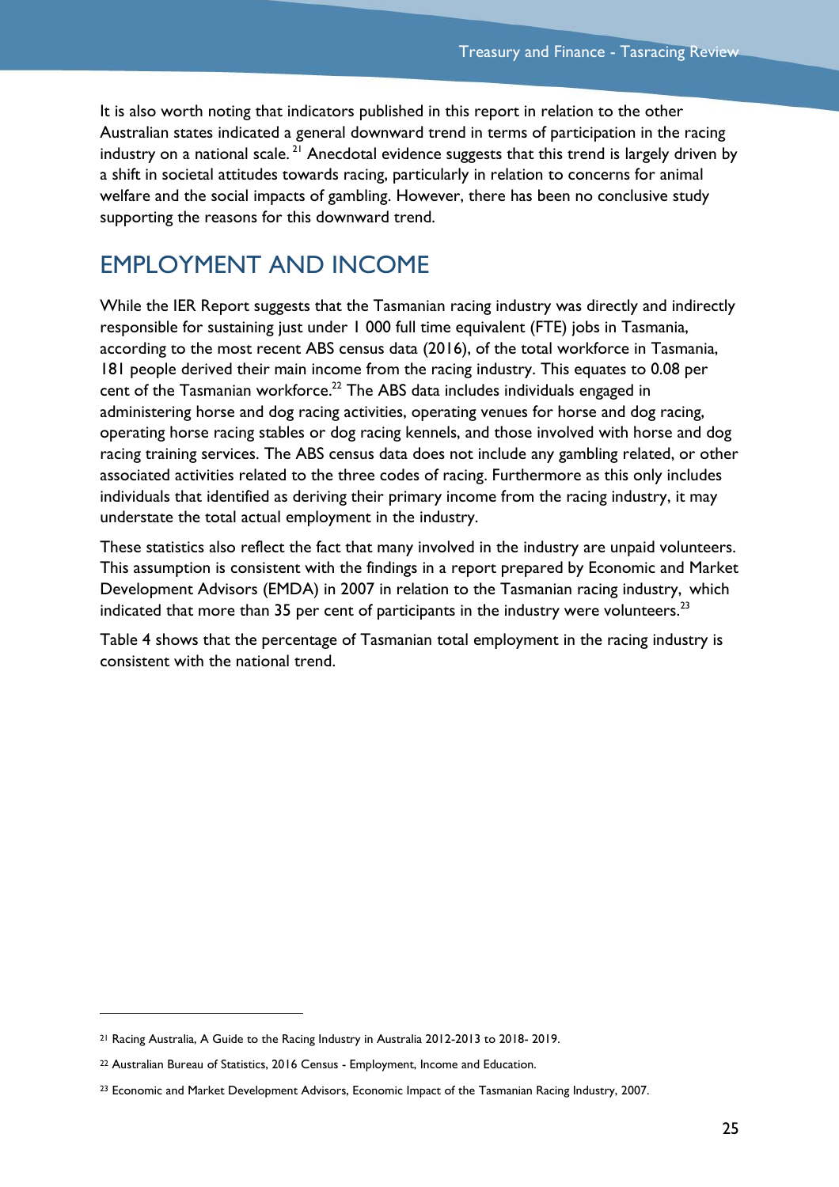It is also worth noting that indicators published in this report in relation to the other Australian states indicated a general downward trend in terms of participation in the racing industry on a national scale. [21] Anecdotal evidence suggests that this trend is largely driven by a shift in societal attitudes towards racing, particularly in relation to concerns for animal welfare and the social impacts of gambling. However, there has been no conclusive study supporting the reasons for this downward trend.

## EMPLOYMENT AND INCOME

While the IER Report suggests that the Tasmanian racing industry was directly and indirectly responsible for sustaining just under 1 000 full time equivalent (FTE) jobs in Tasmania, according to the most recent ABS census data (2016), of the total workforce in Tasmania, 181 people derived their main income from the racing industry. This equates to 0.08 per cent of the Tasmanian workforce.[22] The ABS data includes individuals engaged in administering horse and dog racing activities, operating venues for horse and dog racing, operating horse racing stables or dog racing kennels, and those involved with horse and dog racing training services. The ABS census data does not include any gambling related, or other associated activities related to the three codes of racing. Furthermore as this only includes individuals that identified as deriving their primary income from the racing industry, it may understate the total actual employment in the industry.

These statistics also reflect the fact that many involved in the industry are unpaid volunteers. This assumption is consistent with the findings in a report prepared by Economic and Market Development Advisors (EMDA) in 2007 in relation to the Tasmanian racing industry, which indicated that more than 35 per cent of participants in the industry were volunteers.[23]

Table 4 shows that the percentage of Tasmanian total employment in the racing industry is consistent with the national trend.

---

[21] Racing Australia, A Guide to the Racing Industry in Australia 2012-2013 to 2018- 2019.

[22] Australian Bureau of Statistics, 2016 Census - Employment, Income and Education.

[23] Economic and Market Development Advisors, Economic Impact of the Tasmanian Racing Industry, 2007.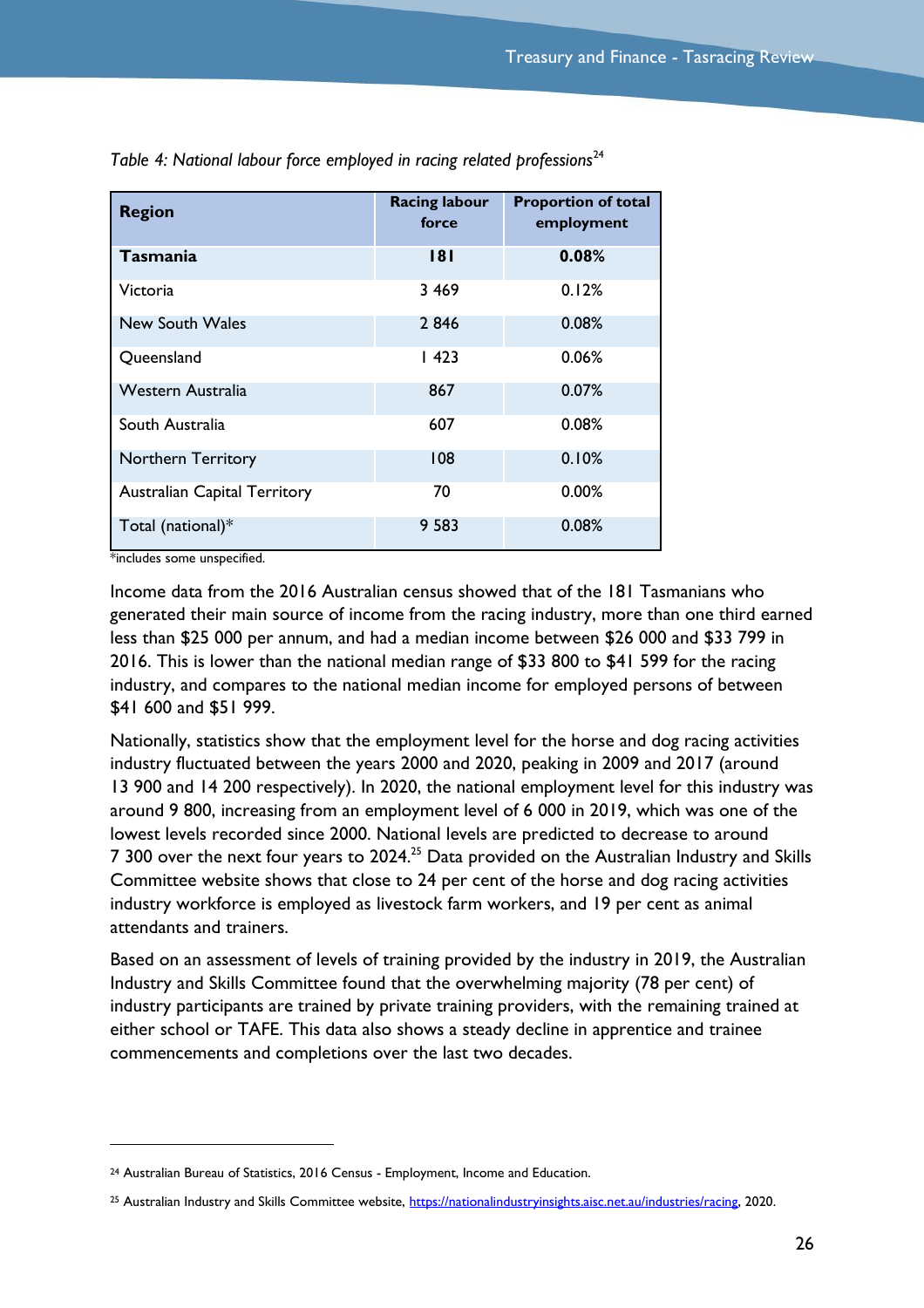*Table 4: National labour force employed in racing related professions*[24]

| Region | Racing labour force | Proportion of total employment |
|---|---|---|
| **Tasmania** | **181** | **0.08%** |
| Victoria | 3 469 | 0.12% |
| New South Wales | 2 846 | 0.08% |
| Queensland | 1 423 | 0.06% |
| Western Australia | 867 | 0.07% |
| South Australia | 607 | 0.08% |
| Northern Territory | 108 | 0.10% |
| Australian Capital Territory | 70 | 0.00% |
| Total (national)* | 9 583 | 0.08% |

*includes some unspecified.

Income data from the 2016 Australian census showed that of the 181 Tasmanians who generated their main source of income from the racing industry, more than one third earned less than $25 000 per annum, and had a median income between $26 000 and $33 799 in 2016. This is lower than the national median range of $33 800 to $41 599 for the racing industry, and compares to the national median income for employed persons of between $41 600 and $51 999.

Nationally, statistics show that the employment level for the horse and dog racing activities industry fluctuated between the years 2000 and 2020, peaking in 2009 and 2017 (around 13 900 and 14 200 respectively). In 2020, the national employment level for this industry was around 9 800, increasing from an employment level of 6 000 in 2019, which was one of the lowest levels recorded since 2000. National levels are predicted to decrease to around 7 300 over the next four years to 2024.[25] Data provided on the Australian Industry and Skills Committee website shows that close to 24 per cent of the horse and dog racing activities industry workforce is employed as livestock farm workers, and 19 per cent as animal attendants and trainers.

Based on an assessment of levels of training provided by the industry in 2019, the Australian Industry and Skills Committee found that the overwhelming majority (78 per cent) of industry participants are trained by private training providers, with the remaining trained at either school or TAFE. This data also shows a steady decline in apprentice and trainee commencements and completions over the last two decades.

---

[24] Australian Bureau of Statistics, 2016 Census - Employment, Income and Education.

[25] Australian Industry and Skills Committee website, https://nationalindustryinsights.aisc.net.au/industries/racing, 2020.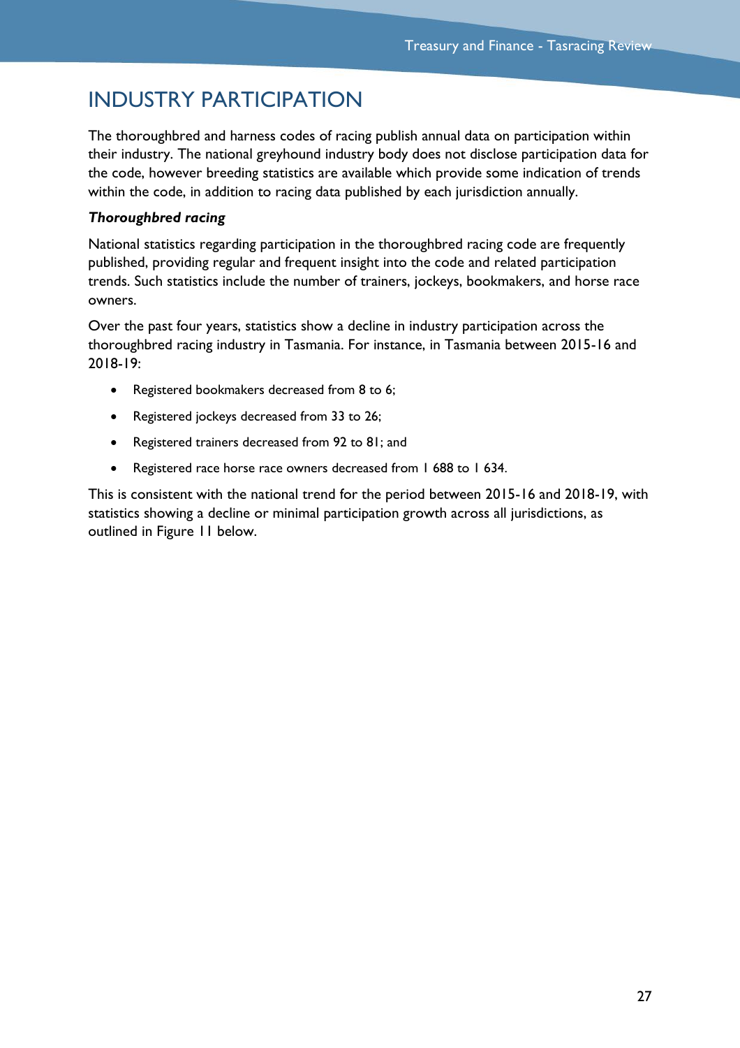# INDUSTRY PARTICIPATION

The thoroughbred and harness codes of racing publish annual data on participation within their industry. The national greyhound industry body does not disclose participation data for the code, however breeding statistics are available which provide some indication of trends within the code, in addition to racing data published by each jurisdiction annually.

***Thoroughbred racing***

National statistics regarding participation in the thoroughbred racing code are frequently published, providing regular and frequent insight into the code and related participation trends. Such statistics include the number of trainers, jockeys, bookmakers, and horse race owners.

Over the past four years, statistics show a decline in industry participation across the thoroughbred racing industry in Tasmania. For instance, in Tasmania between 2015-16 and 2018-19:

- Registered bookmakers decreased from 8 to 6;
- Registered jockeys decreased from 33 to 26;
- Registered trainers decreased from 92 to 81; and
- Registered race horse race owners decreased from 1 688 to 1 634.

This is consistent with the national trend for the period between 2015-16 and 2018-19, with statistics showing a decline or minimal participation growth across all jurisdictions, as outlined in Figure 11 below.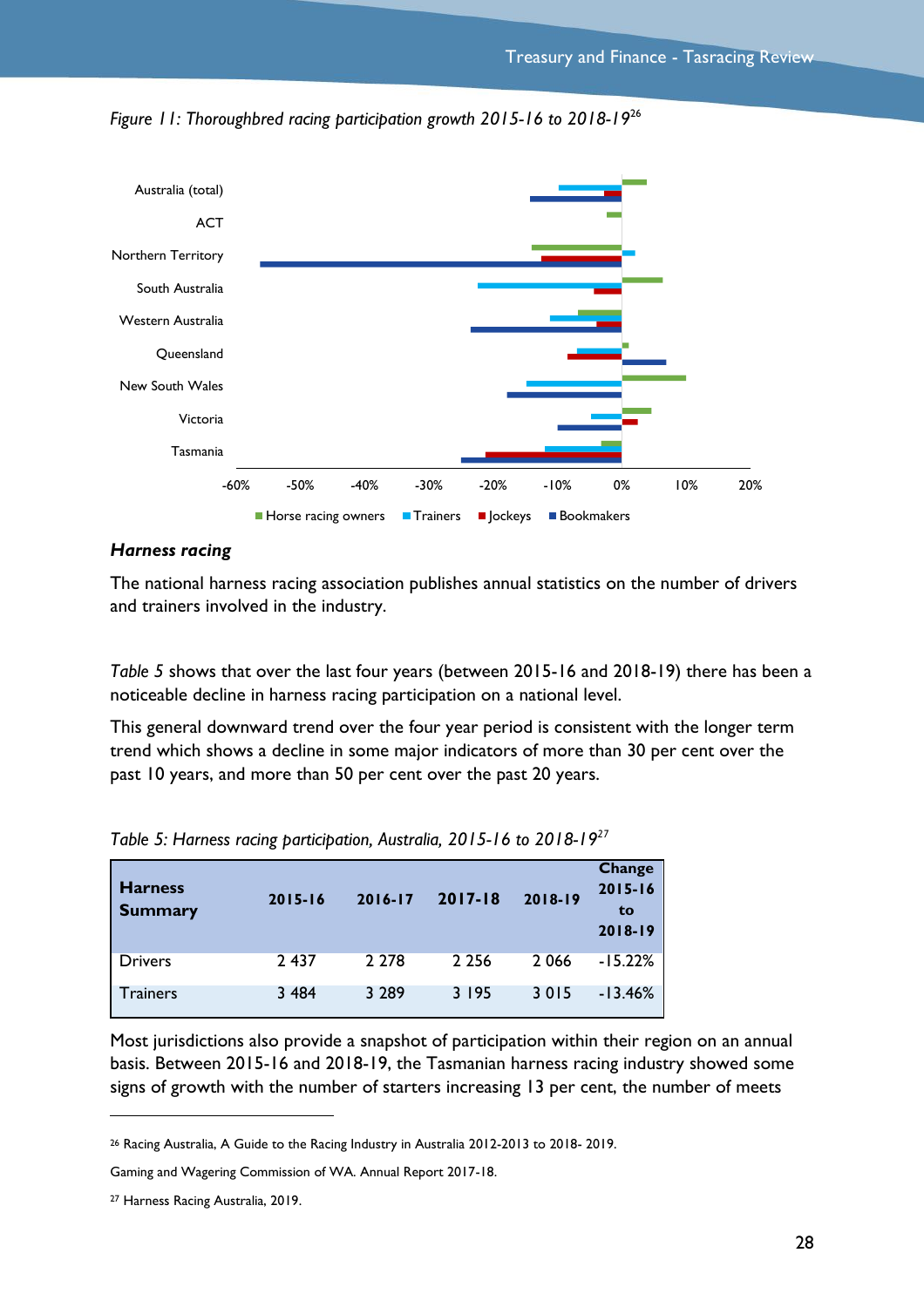*Figure 11: Thoroughbred racing participation growth 2015-16 to 2018-19*[26]

#### Harness racing

The national harness racing association publishes annual statistics on the number of drivers and trainers involved in the industry.

*Table 5* shows that over the last four years (between 2015-16 and 2018-19) there has been a noticeable decline in harness racing participation on a national level.

This general downward trend over the four year period is consistent with the longer term trend which shows a decline in some major indicators of more than 30 per cent over the past 10 years, and more than 50 per cent over the past 20 years.

*Table 5: Harness racing participation, Australia, 2015-16 to 2018-19*[27]

| Harness Summary | 2015-16 | 2016-17 | 2017-18 | 2018-19 | Change 2015-16 to 2018-19 |
|---|---|---|---|---|---|
| Drivers | 2 437 | 2 278 | 2 256 | 2 066 | -15.22% |
| Trainers | 3 484 | 3 289 | 3 195 | 3 015 | -13.46% |

Most jurisdictions also provide a snapshot of participation within their region on an annual basis. Between 2015-16 and 2018-19, the Tasmanian harness racing industry showed some signs of growth with the number of starters increasing 13 per cent, the number of meets

---

[26] Racing Australia, A Guide to the Racing Industry in Australia 2012-2013 to 2018- 2019.

Gaming and Wagering Commission of WA. Annual Report 2017-18.

[27] Harness Racing Australia, 2019.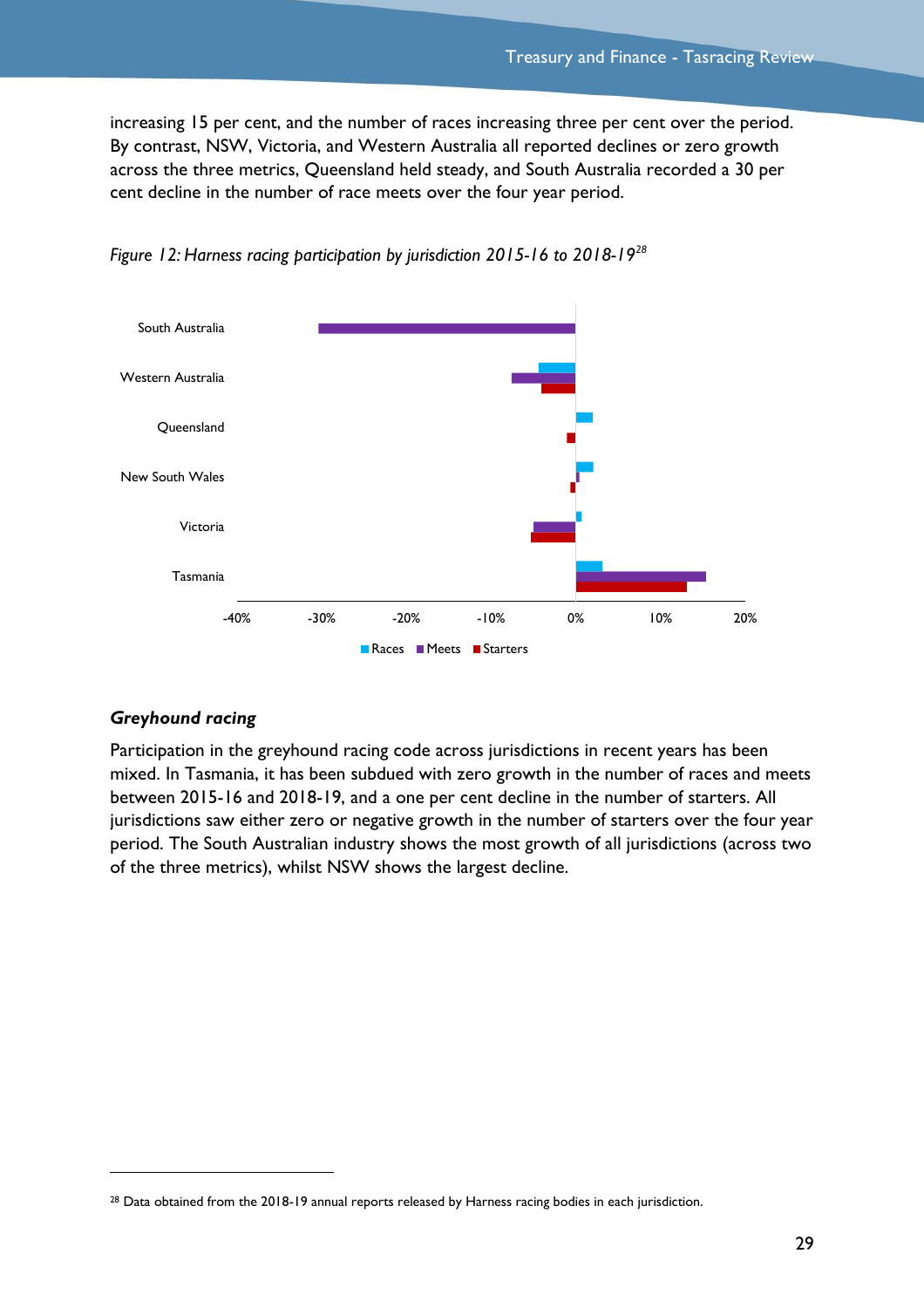increasing 15 per cent, and the number of races increasing three per cent over the period. By contrast, NSW, Victoria, and Western Australia all reported declines or zero growth across the three metrics, Queensland held steady, and South Australia recorded a 30 per cent decline in the number of race meets over the four year period.

*Figure 12: Harness racing participation by jurisdiction 2015-16 to 2018-19*[28]

### Greyhound racing

Participation in the greyhound racing code across jurisdictions in recent years has been mixed. In Tasmania, it has been subdued with zero growth in the number of races and meets between 2015-16 and 2018-19, and a one per cent decline in the number of starters. All jurisdictions saw either zero or negative growth in the number of starters over the four year period. The South Australian industry shows the most growth of all jurisdictions (across two of the three metrics), whilst NSW shows the largest decline.

---

[28] Data obtained from the 2018-19 annual reports released by Harness racing bodies in each jurisdiction.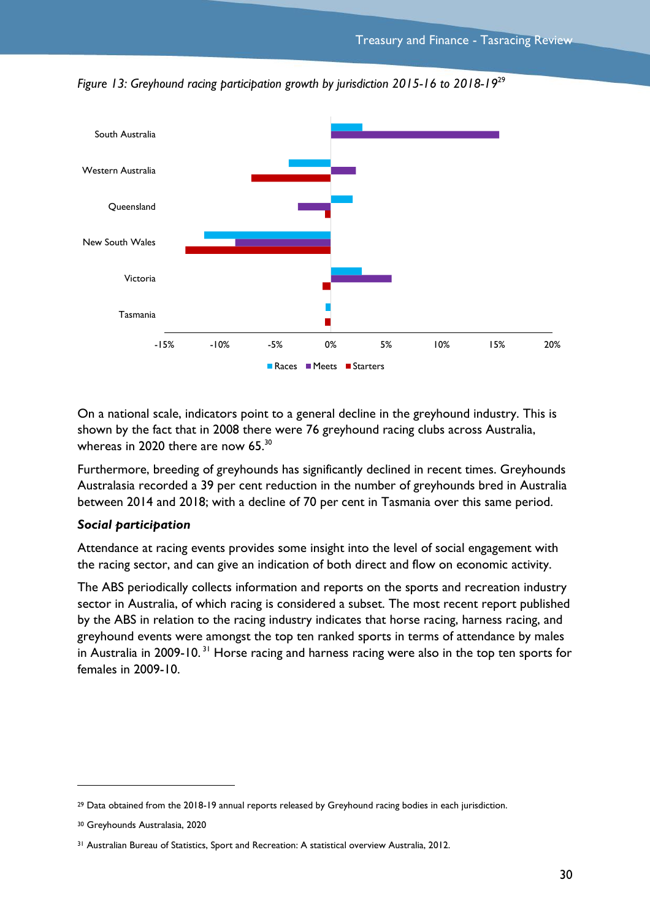*Figure 13: Greyhound racing participation growth by jurisdiction 2015-16 to 2018-19*[29]

On a national scale, indicators point to a general decline in the greyhound industry. This is shown by the fact that in 2008 there were 76 greyhound racing clubs across Australia, whereas in 2020 there are now 65.[30]

Furthermore, breeding of greyhounds has significantly declined in recent times. Greyhounds Australasia recorded a 39 per cent reduction in the number of greyhounds bred in Australia between 2014 and 2018; with a decline of 70 per cent in Tasmania over this same period.

***Social participation***

Attendance at racing events provides some insight into the level of social engagement with the racing sector, and can give an indication of both direct and flow on economic activity.

The ABS periodically collects information and reports on the sports and recreation industry sector in Australia, of which racing is considered a subset. The most recent report published by the ABS in relation to the racing industry indicates that horse racing, harness racing, and greyhound events were amongst the top ten ranked sports in terms of attendance by males in Australia in 2009-10.[31] Horse racing and harness racing were also in the top ten sports for females in 2009-10.

---

[29] Data obtained from the 2018-19 annual reports released by Greyhound racing bodies in each jurisdiction.

[30] Greyhounds Australasia, 2020

[31] Australian Bureau of Statistics, Sport and Recreation: A statistical overview Australia, 2012.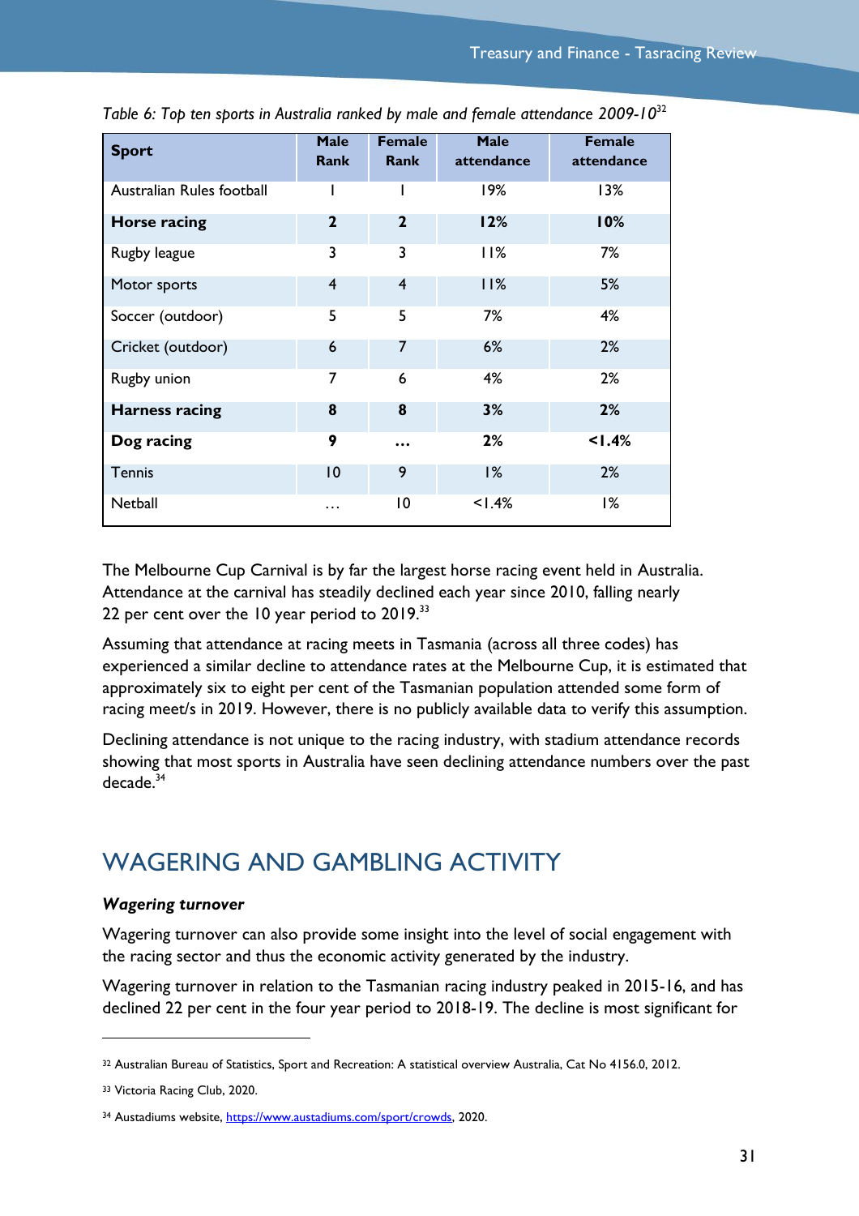*Table 6: Top ten sports in Australia ranked by male and female attendance 2009-10*[32]

| Sport | Male Rank | Female Rank | Male attendance | Female attendance |
|---|---|---|---|---|
| Australian Rules football | 1 | 1 | 19% | 13% |
| **Horse racing** | **2** | **2** | **12%** | **10%** |
| Rugby league | 3 | 3 | 11% | 7% |
| Motor sports | 4 | 4 | 11% | 5% |
| Soccer (outdoor) | 5 | 5 | 7% | 4% |
| Cricket (outdoor) | 6 | 7 | 6% | 2% |
| Rugby union | 7 | 6 | 4% | 2% |
| **Harness racing** | **8** | **8** | **3%** | **2%** |
| **Dog racing** | **9** | **…** | **2%** | **<1.4%** |
| Tennis | 10 | 9 | 1% | 2% |
| Netball | … | 10 | <1.4% | 1% |

The Melbourne Cup Carnival is by far the largest horse racing event held in Australia. Attendance at the carnival has steadily declined each year since 2010, falling nearly 22 per cent over the 10 year period to 2019.[33]

Assuming that attendance at racing meets in Tasmania (across all three codes) has experienced a similar decline to attendance rates at the Melbourne Cup, it is estimated that approximately six to eight per cent of the Tasmanian population attended some form of racing meet/s in 2019. However, there is no publicly available data to verify this assumption.

Declining attendance is not unique to the racing industry, with stadium attendance records showing that most sports in Australia have seen declining attendance numbers over the past decade.[34]

## WAGERING AND GAMBLING ACTIVITY

***Wagering turnover***

Wagering turnover can also provide some insight into the level of social engagement with the racing sector and thus the economic activity generated by the industry.

Wagering turnover in relation to the Tasmanian racing industry peaked in 2015-16, and has declined 22 per cent in the four year period to 2018-19. The decline is most significant for

---

[32] Australian Bureau of Statistics, Sport and Recreation: A statistical overview Australia, Cat No 4156.0, 2012.

[33] Victoria Racing Club, 2020.

[34] Austadiums website, https://www.austadiums.com/sport/crowds, 2020.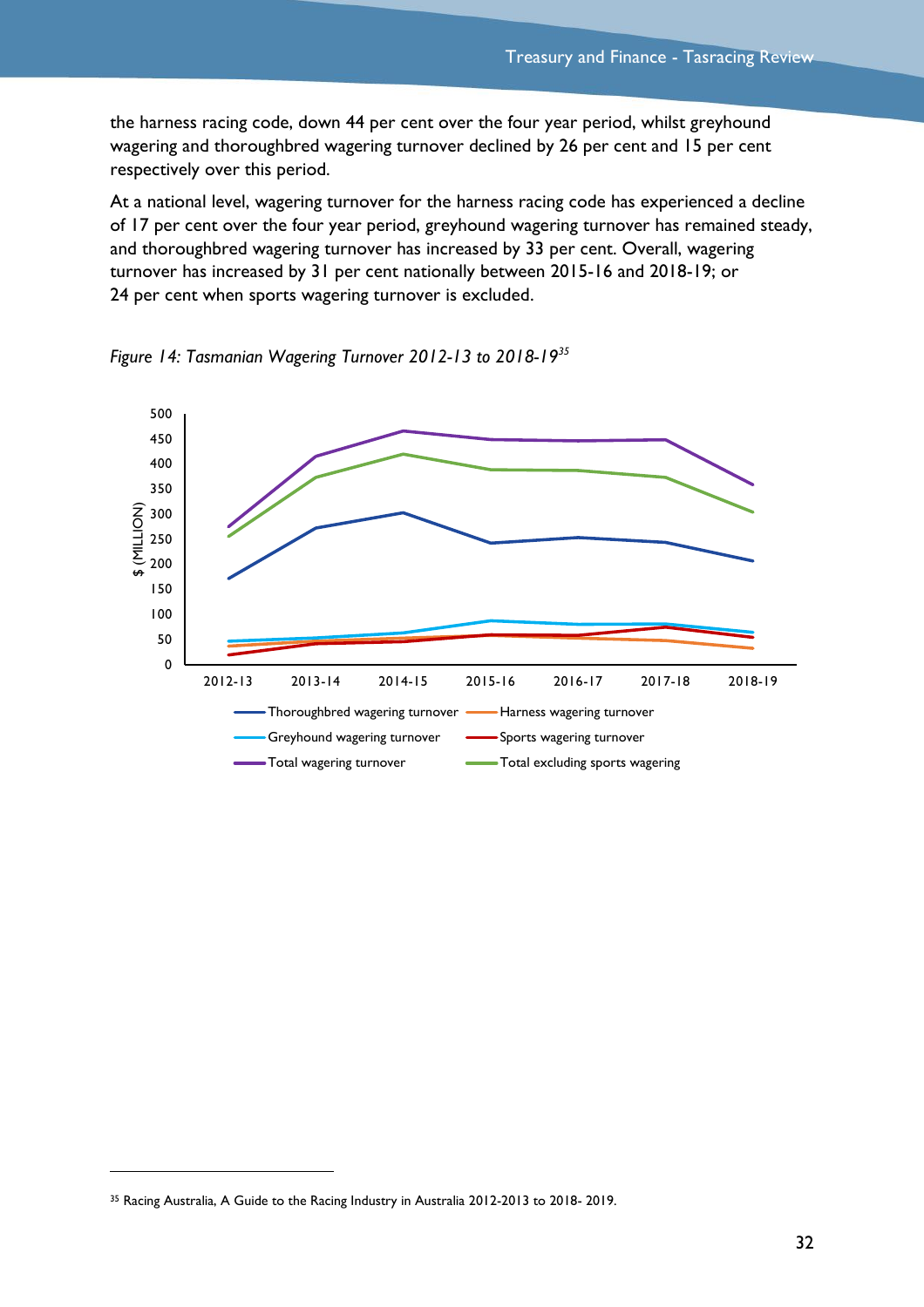the harness racing code, down 44 per cent over the four year period, whilst greyhound wagering and thoroughbred wagering turnover declined by 26 per cent and 15 per cent respectively over this period.

At a national level, wagering turnover for the harness racing code has experienced a decline of 17 per cent over the four year period, greyhound wagering turnover has remained steady, and thoroughbred wagering turnover has increased by 33 per cent. Overall, wagering turnover has increased by 31 per cent nationally between 2015-16 and 2018-19; or 24 per cent when sports wagering turnover is excluded.

*Figure 14: Tasmanian Wagering Turnover 2012-13 to 2018-19*[35]

[35] Racing Australia, A Guide to the Racing Industry in Australia 2012-2013 to 2018- 2019.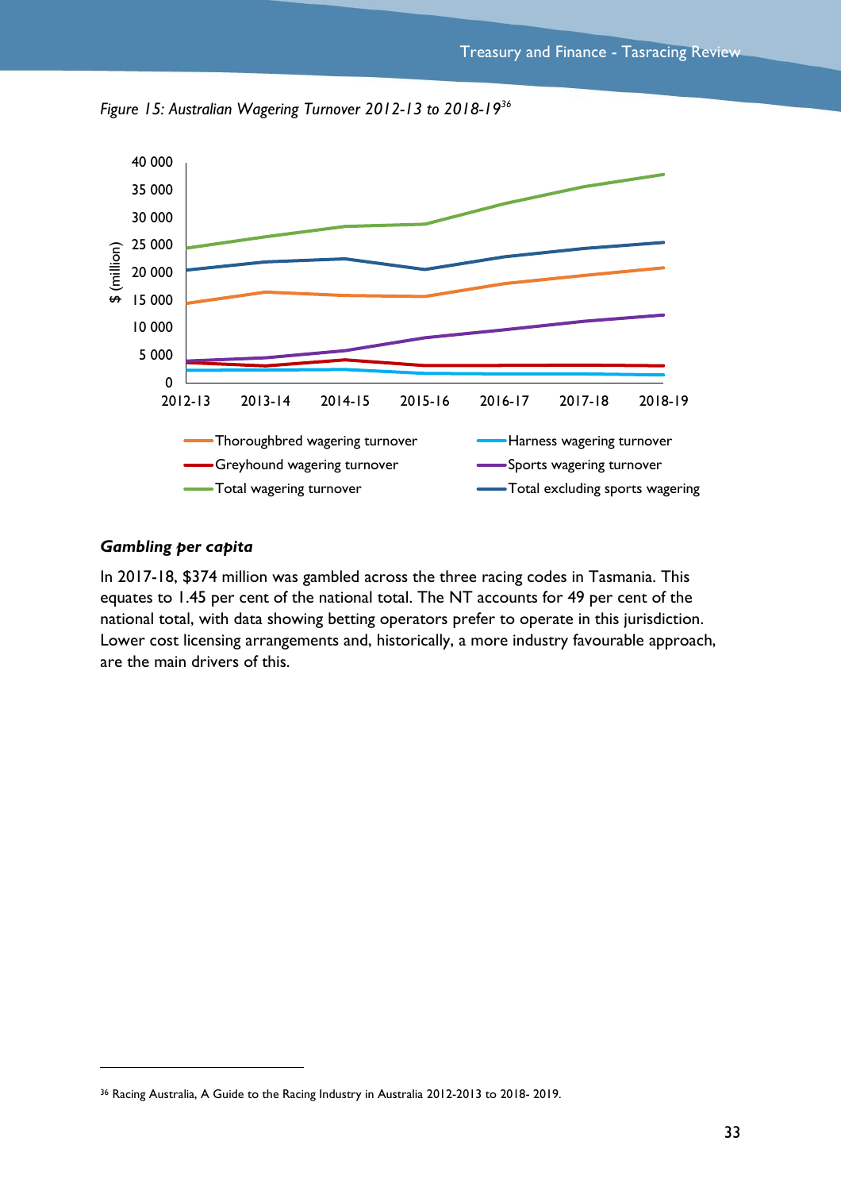*Figure 15: Australian Wagering Turnover 2012-13 to 2018-19*[36]

### *Gambling per capita*

In 2017-18, $374 million was gambled across the three racing codes in Tasmania. This equates to 1.45 per cent of the national total. The NT accounts for 49 per cent of the national total, with data showing betting operators prefer to operate in this jurisdiction. Lower cost licensing arrangements and, historically, a more industry favourable approach, are the main drivers of this.

---

[36] Racing Australia, A Guide to the Racing Industry in Australia 2012-2013 to 2018- 2019.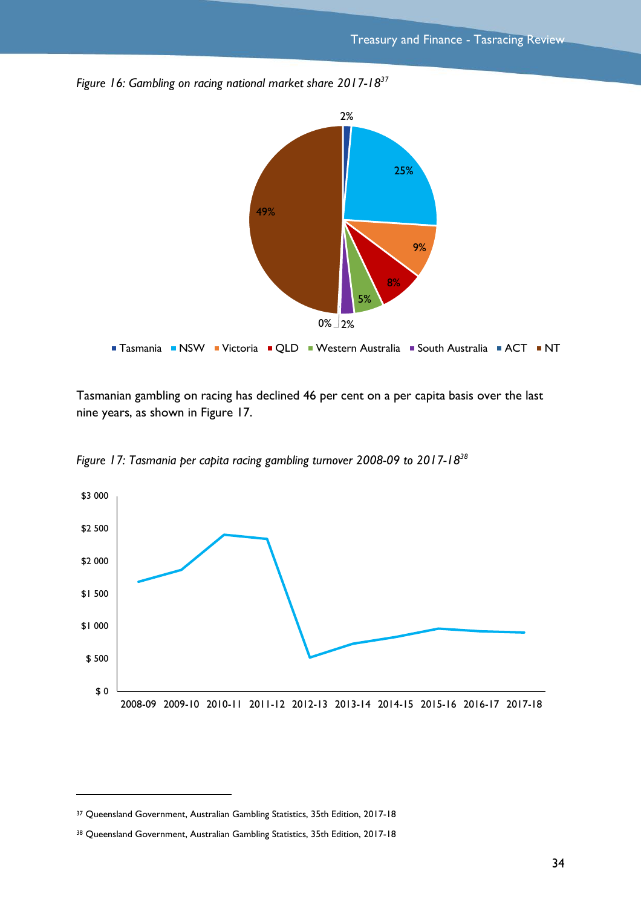*Figure 16: Gambling on racing national market share 2017-18*[37]

Tasmanian gambling on racing has declined 46 per cent on a per capita basis over the last nine years, as shown in Figure 17.

*Figure 17: Tasmania per capita racing gambling turnover 2008-09 to 2017-18*[38]

[37] Queensland Government, Australian Gambling Statistics, 35th Edition, 2017-18

[38] Queensland Government, Australian Gambling Statistics, 35th Edition, 2017-18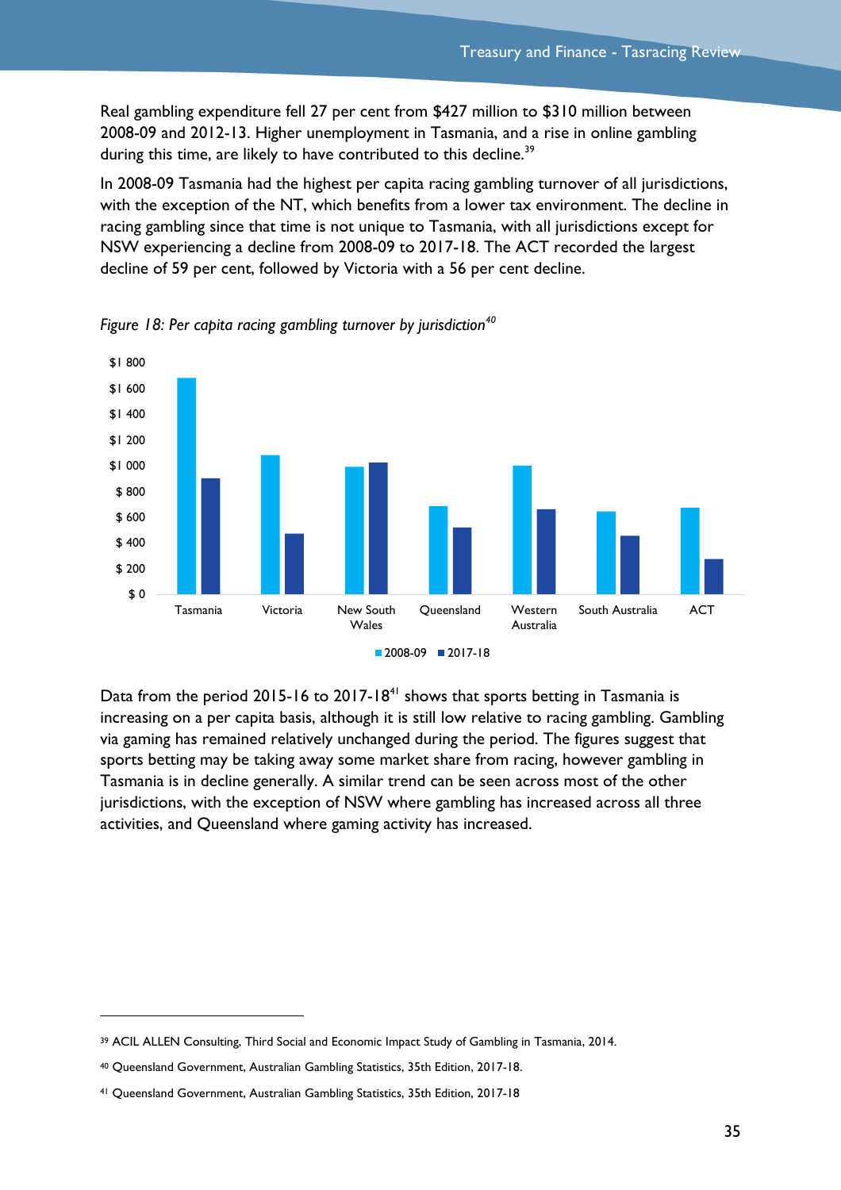Real gambling expenditure fell 27 per cent from $427 million to $310 million between 2008-09 and 2012-13. Higher unemployment in Tasmania, and a rise in online gambling during this time, are likely to have contributed to this decline.[39]

In 2008-09 Tasmania had the highest per capita racing gambling turnover of all jurisdictions, with the exception of the NT, which benefits from a lower tax environment. The decline in racing gambling since that time is not unique to Tasmania, with all jurisdictions except for NSW experiencing a decline from 2008-09 to 2017-18. The ACT recorded the largest decline of 59 per cent, followed by Victoria with a 56 per cent decline.

*Figure 18: Per capita racing gambling turnover by jurisdiction[40]*

Data from the period 2015-16 to 2017-18[41] shows that sports betting in Tasmania is increasing on a per capita basis, although it is still low relative to racing gambling. Gambling via gaming has remained relatively unchanged during the period. The figures suggest that sports betting may be taking away some market share from racing, however gambling in Tasmania is in decline generally. A similar trend can be seen across most of the other jurisdictions, with the exception of NSW where gambling has increased across all three activities, and Queensland where gaming activity has increased.

---

[39] ACIL ALLEN Consulting, Third Social and Economic Impact Study of Gambling in Tasmania, 2014.

[40] Queensland Government, Australian Gambling Statistics, 35th Edition, 2017-18.

[41] Queensland Government, Australian Gambling Statistics, 35th Edition, 2017-18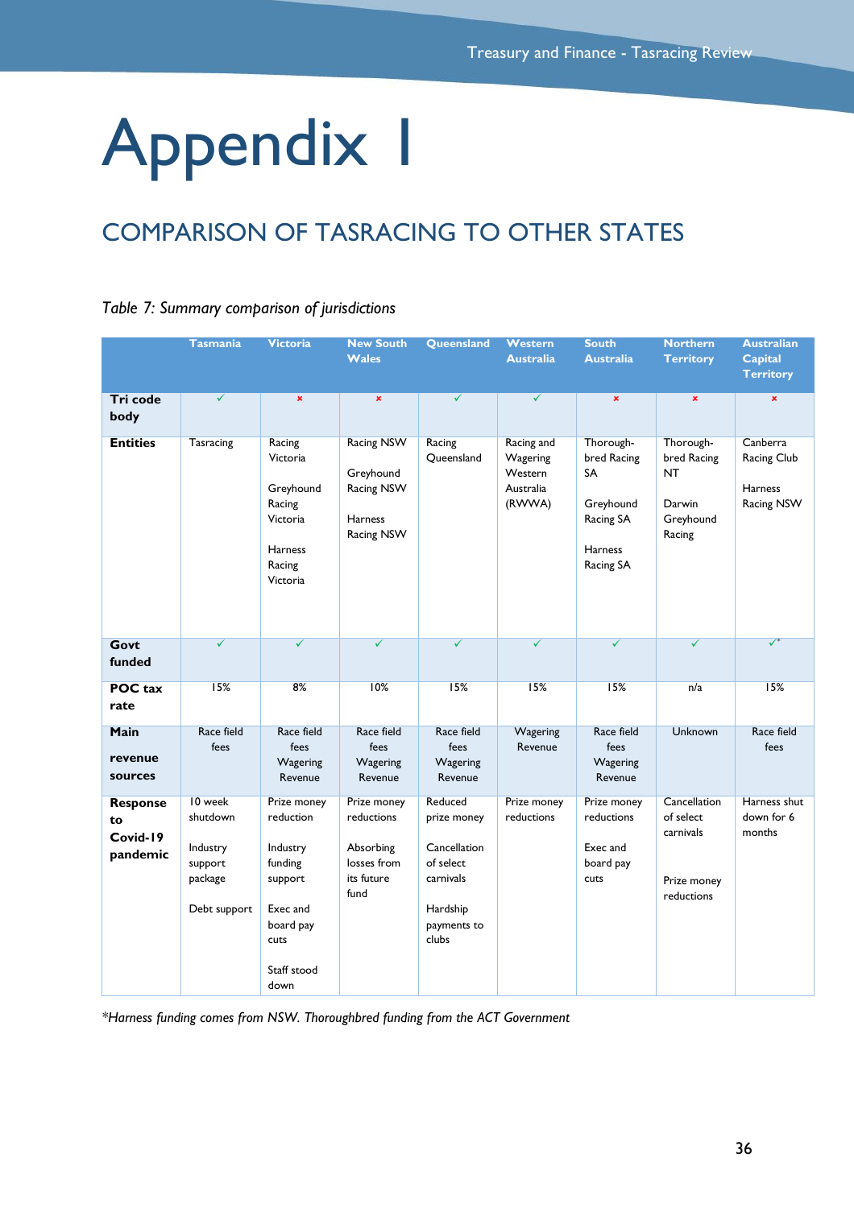# Appendix I

## COMPARISON OF TASRACING TO OTHER STATES

*Table 7: Summary comparison of jurisdictions*

| | Tasmania | Victoria | New South Wales | Queensland | Western Australia | South Australia | Northern Territory | Australian Capital Territory |
|---|---|---|---|---|---|---|---|---|
| **Tri code body** | ✓ | × | × | ✓ | ✓ | × | × | × |
| **Entities** | Tasracing | Racing Victoria<br><br>Greyhound Racing Victoria<br><br>Harness Racing Victoria | Racing NSW<br><br>Greyhound Racing NSW<br><br>Harness Racing NSW | Racing Queensland | Racing and Wagering Western Australia (RWWA) | Thorough-bred Racing SA<br><br>Greyhound Racing SA<br><br>Harness Racing SA | Thorough-bred Racing NT<br><br>Darwin Greyhound Racing | Canberra Racing Club<br><br>Harness Racing NSW |
| **Govt funded** | ✓ | ✓ | ✓ | ✓ | ✓ | ✓ | ✓ | ✓* |
| **POC tax rate** | 15% | 8% | 10% | 15% | 15% | 15% | n/a | 15% |
| **Main revenue sources** | Race field fees | Race field fees<br>Wagering Revenue | Race field fees<br>Wagering Revenue | Race field fees<br>Wagering Revenue | Wagering Revenue | Race field fees<br>Wagering Revenue | Unknown | Race field fees |
| **Response to Covid-19 pandemic** | 10 week shutdown<br><br>Industry support package<br><br>Debt support | Prize money reduction<br><br>Industry funding support<br><br>Exec and board pay cuts<br><br>Staff stood down | Prize money reductions<br><br>Absorbing losses from its future fund | Reduced prize money<br><br>Cancellation of select carnivals<br><br>Hardship payments to clubs | Prize money reductions | Prize money reductions<br><br>Exec and board pay cuts | Cancellation of select carnivals<br><br>Prize money reductions | Harness shut down for 6 months |

*\*Harness funding comes from NSW. Thoroughbred funding from the ACT Government*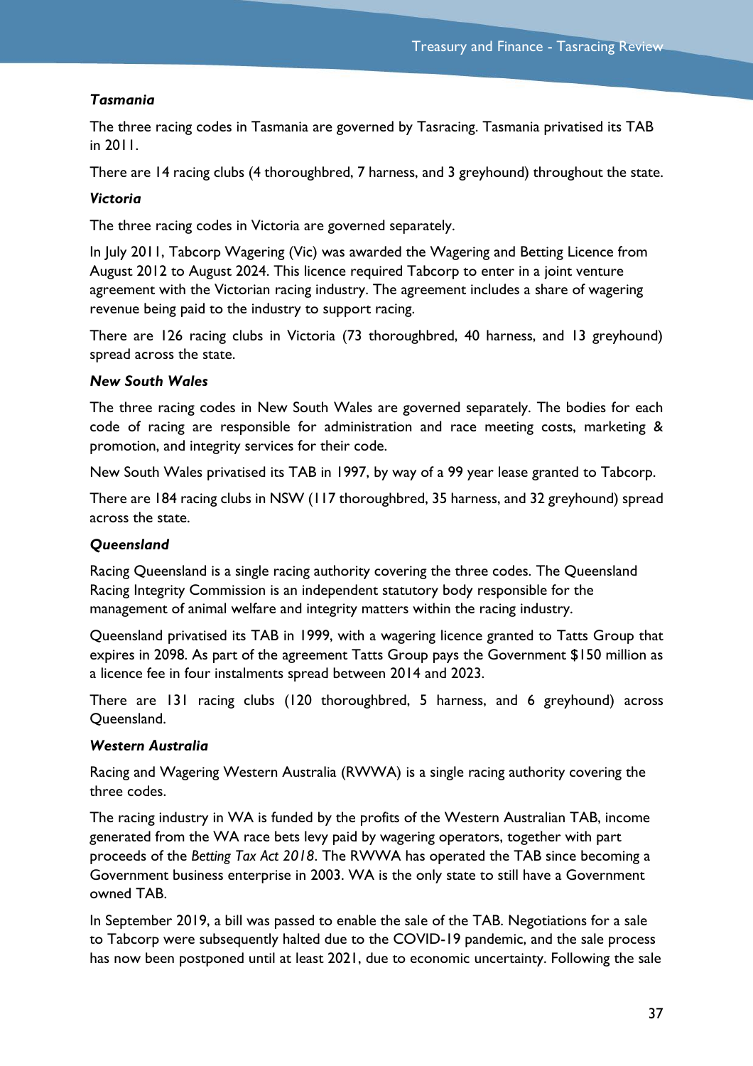***Tasmania***

The three racing codes in Tasmania are governed by Tasracing. Tasmania privatised its TAB in 2011.

There are 14 racing clubs (4 thoroughbred, 7 harness, and 3 greyhound) throughout the state.

***Victoria***

The three racing codes in Victoria are governed separately.

In July 2011, Tabcorp Wagering (Vic) was awarded the Wagering and Betting Licence from August 2012 to August 2024. This licence required Tabcorp to enter in a joint venture agreement with the Victorian racing industry. The agreement includes a share of wagering revenue being paid to the industry to support racing.

There are 126 racing clubs in Victoria (73 thoroughbred, 40 harness, and 13 greyhound) spread across the state.

***New South Wales***

The three racing codes in New South Wales are governed separately. The bodies for each code of racing are responsible for administration and race meeting costs, marketing & promotion, and integrity services for their code.

New South Wales privatised its TAB in 1997, by way of a 99 year lease granted to Tabcorp.

There are 184 racing clubs in NSW (117 thoroughbred, 35 harness, and 32 greyhound) spread across the state.

***Queensland***

Racing Queensland is a single racing authority covering the three codes. The Queensland Racing Integrity Commission is an independent statutory body responsible for the management of animal welfare and integrity matters within the racing industry.

Queensland privatised its TAB in 1999, with a wagering licence granted to Tatts Group that expires in 2098. As part of the agreement Tatts Group pays the Government $150 million as a licence fee in four instalments spread between 2014 and 2023.

There are 131 racing clubs (120 thoroughbred, 5 harness, and 6 greyhound) across Queensland.

***Western Australia***

Racing and Wagering Western Australia (RWWA) is a single racing authority covering the three codes.

The racing industry in WA is funded by the profits of the Western Australian TAB, income generated from the WA race bets levy paid by wagering operators, together with part proceeds of the *Betting Tax Act 2018*. The RWWA has operated the TAB since becoming a Government business enterprise in 2003. WA is the only state to still have a Government owned TAB.

In September 2019, a bill was passed to enable the sale of the TAB. Negotiations for a sale to Tabcorp were subsequently halted due to the COVID-19 pandemic, and the sale process has now been postponed until at least 2021, due to economic uncertainty. Following the sale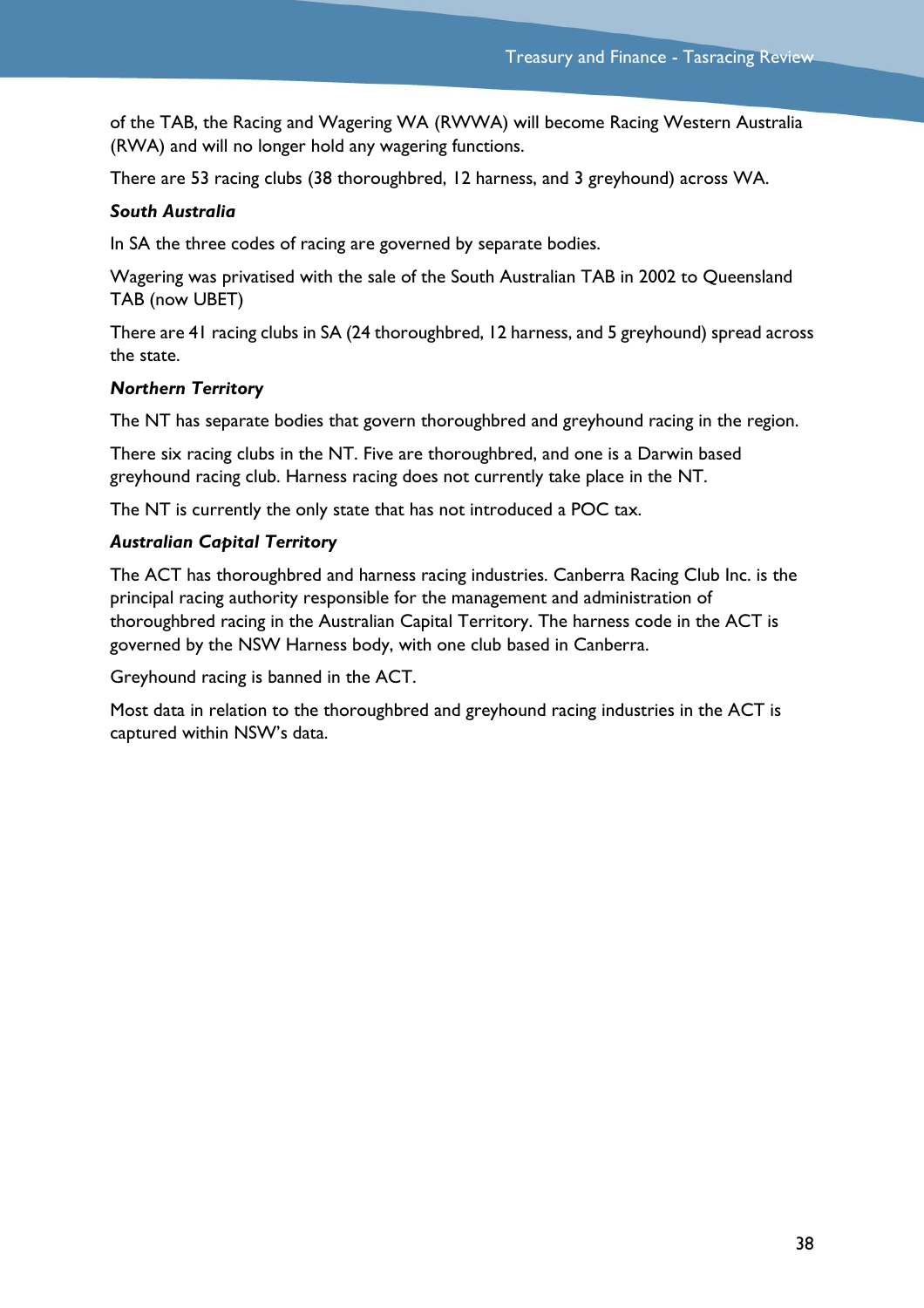of the TAB, the Racing and Wagering WA (RWWA) will become Racing Western Australia (RWA) and will no longer hold any wagering functions.

There are 53 racing clubs (38 thoroughbred, 12 harness, and 3 greyhound) across WA.

***South Australia***

In SA the three codes of racing are governed by separate bodies.

Wagering was privatised with the sale of the South Australian TAB in 2002 to Queensland TAB (now UBET)

There are 41 racing clubs in SA (24 thoroughbred, 12 harness, and 5 greyhound) spread across the state.

***Northern Territory***

The NT has separate bodies that govern thoroughbred and greyhound racing in the region.

There six racing clubs in the NT. Five are thoroughbred, and one is a Darwin based greyhound racing club. Harness racing does not currently take place in the NT.

The NT is currently the only state that has not introduced a POC tax.

***Australian Capital Territory***

The ACT has thoroughbred and harness racing industries. Canberra Racing Club Inc. is the principal racing authority responsible for the management and administration of thoroughbred racing in the Australian Capital Territory. The harness code in the ACT is governed by the NSW Harness body, with one club based in Canberra.

Greyhound racing is banned in the ACT.

Most data in relation to the thoroughbred and greyhound racing industries in the ACT is captured within NSW's data.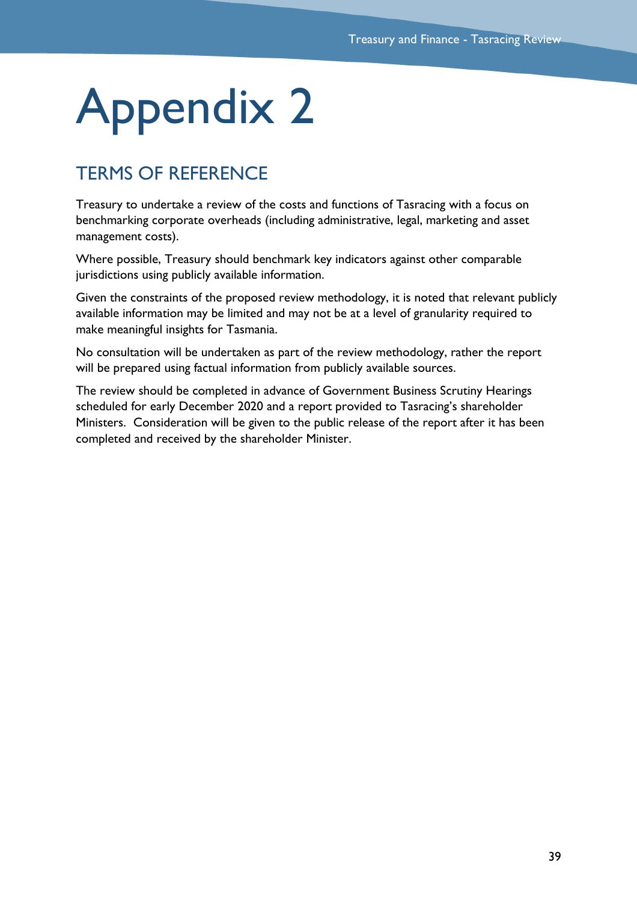# Appendix 2

## TERMS OF REFERENCE

Treasury to undertake a review of the costs and functions of Tasracing with a focus on benchmarking corporate overheads (including administrative, legal, marketing and asset management costs).

Where possible, Treasury should benchmark key indicators against other comparable jurisdictions using publicly available information.

Given the constraints of the proposed review methodology, it is noted that relevant publicly available information may be limited and may not be at a level of granularity required to make meaningful insights for Tasmania.

No consultation will be undertaken as part of the review methodology, rather the report will be prepared using factual information from publicly available sources.

The review should be completed in advance of Government Business Scrutiny Hearings scheduled for early December 2020 and a report provided to Tasracing's shareholder Ministers. Consideration will be given to the public release of the report after it has been completed and received by the shareholder Minister.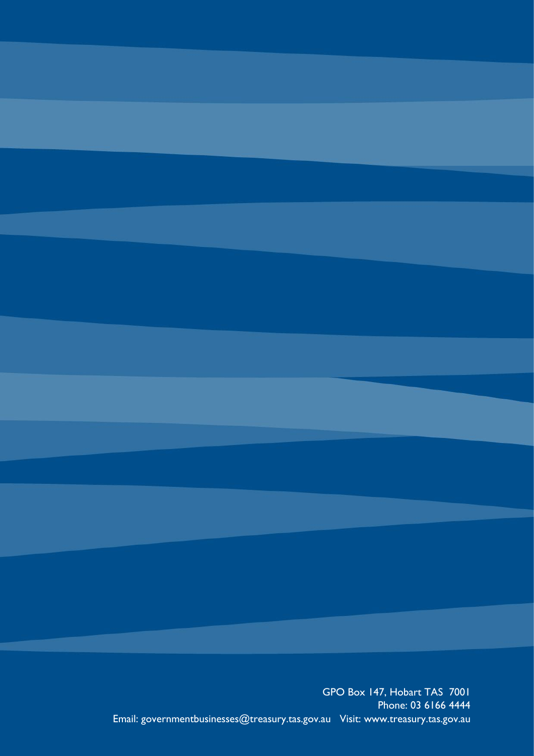GPO Box 147, Hobart TAS 7001
Phone: 03 6166 4444
Email: governmentbusinesses@treasury.tas.gov.au Visit: www.treasury.tas.gov.au